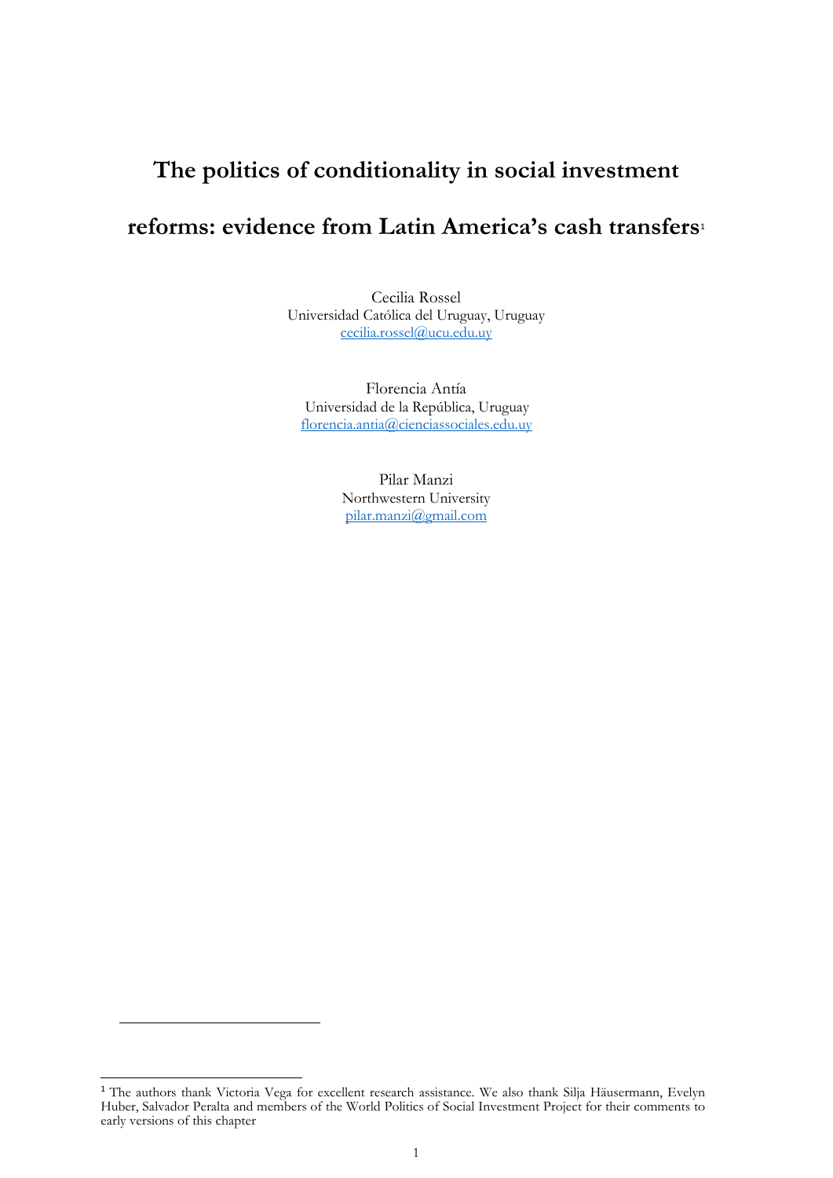# The politics of conditionality in social investment reforms: evidence from Latin America's cash transfers[1]

Cecilia Rossel
Universidad Católica del Uruguay, Uruguay
cecilia.rossel@ucu.edu.uy

Florencia Antía
Universidad de la República, Uruguay
florencia.antia@cienciassociales.edu.uy

Pilar Manzi
Northwestern University
pilar.manzi@gmail.com

---

[1] The authors thank Victoria Vega for excellent research assistance. We also thank Silja Häusermann, Evelyn Huber, Salvador Peralta and members of the World Politics of Social Investment Project for their comments to early versions of this chapter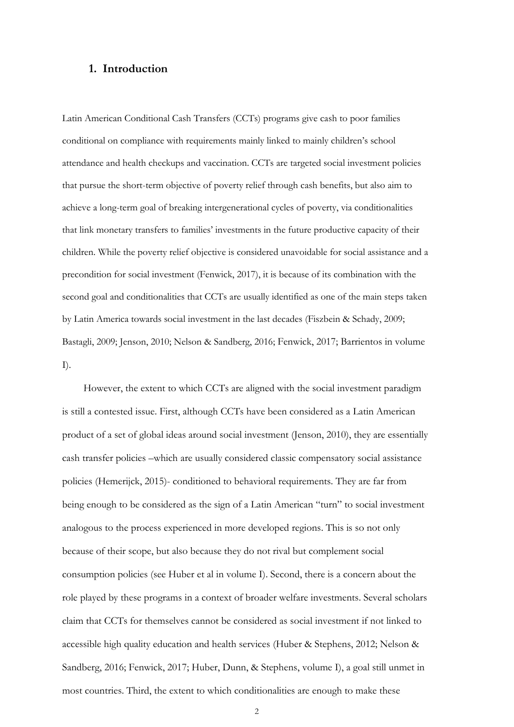## 1. Introduction

Latin American Conditional Cash Transfers (CCTs) programs give cash to poor families conditional on compliance with requirements mainly linked to mainly children's school attendance and health checkups and vaccination. CCTs are targeted social investment policies that pursue the short-term objective of poverty relief through cash benefits, but also aim to achieve a long-term goal of breaking intergenerational cycles of poverty, via conditionalities that link monetary transfers to families' investments in the future productive capacity of their children. While the poverty relief objective is considered unavoidable for social assistance and a precondition for social investment (Fenwick, 2017), it is because of its combination with the second goal and conditionalities that CCTs are usually identified as one of the main steps taken by Latin America towards social investment in the last decades (Fiszbein & Schady, 2009; Bastagli, 2009; Jenson, 2010; Nelson & Sandberg, 2016; Fenwick, 2017; Barrientos in volume I).

However, the extent to which CCTs are aligned with the social investment paradigm is still a contested issue. First, although CCTs have been considered as a Latin American product of a set of global ideas around social investment (Jenson, 2010), they are essentially cash transfer policies –which are usually considered classic compensatory social assistance policies (Hemerijck, 2015)- conditioned to behavioral requirements. They are far from being enough to be considered as the sign of a Latin American "turn" to social investment analogous to the process experienced in more developed regions. This is so not only because of their scope, but also because they do not rival but complement social consumption policies (see Huber et al in volume I). Second, there is a concern about the role played by these programs in a context of broader welfare investments. Several scholars claim that CCTs for themselves cannot be considered as social investment if not linked to accessible high quality education and health services (Huber & Stephens, 2012; Nelson & Sandberg, 2016; Fenwick, 2017; Huber, Dunn, & Stephens, volume I), a goal still unmet in most countries. Third, the extent to which conditionalities are enough to make these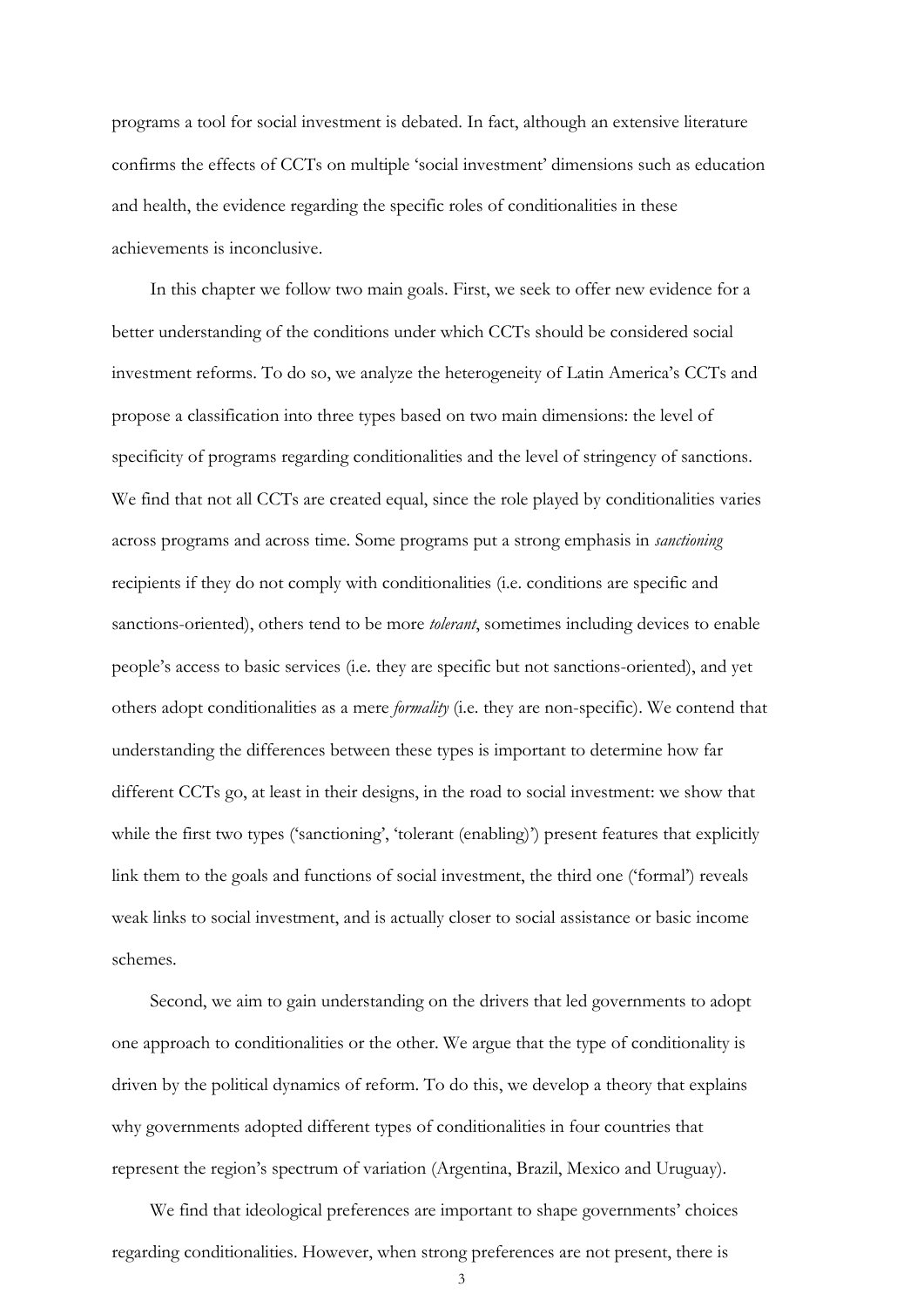programs a tool for social investment is debated. In fact, although an extensive literature confirms the effects of CCTs on multiple 'social investment' dimensions such as education and health, the evidence regarding the specific roles of conditionalities in these achievements is inconclusive.

In this chapter we follow two main goals. First, we seek to offer new evidence for a better understanding of the conditions under which CCTs should be considered social investment reforms. To do so, we analyze the heterogeneity of Latin America's CCTs and propose a classification into three types based on two main dimensions: the level of specificity of programs regarding conditionalities and the level of stringency of sanctions. We find that not all CCTs are created equal, since the role played by conditionalities varies across programs and across time. Some programs put a strong emphasis in *sanctioning* recipients if they do not comply with conditionalities (i.e. conditions are specific and sanctions-oriented), others tend to be more *tolerant*, sometimes including devices to enable people's access to basic services (i.e. they are specific but not sanctions-oriented), and yet others adopt conditionalities as a mere *formality* (i.e. they are non-specific). We contend that understanding the differences between these types is important to determine how far different CCTs go, at least in their designs, in the road to social investment: we show that while the first two types ('sanctioning', 'tolerant (enabling)') present features that explicitly link them to the goals and functions of social investment, the third one ('formal') reveals weak links to social investment, and is actually closer to social assistance or basic income schemes.

Second, we aim to gain understanding on the drivers that led governments to adopt one approach to conditionalities or the other. We argue that the type of conditionality is driven by the political dynamics of reform. To do this, we develop a theory that explains why governments adopted different types of conditionalities in four countries that represent the region's spectrum of variation (Argentina, Brazil, Mexico and Uruguay).

We find that ideological preferences are important to shape governments' choices regarding conditionalities. However, when strong preferences are not present, there is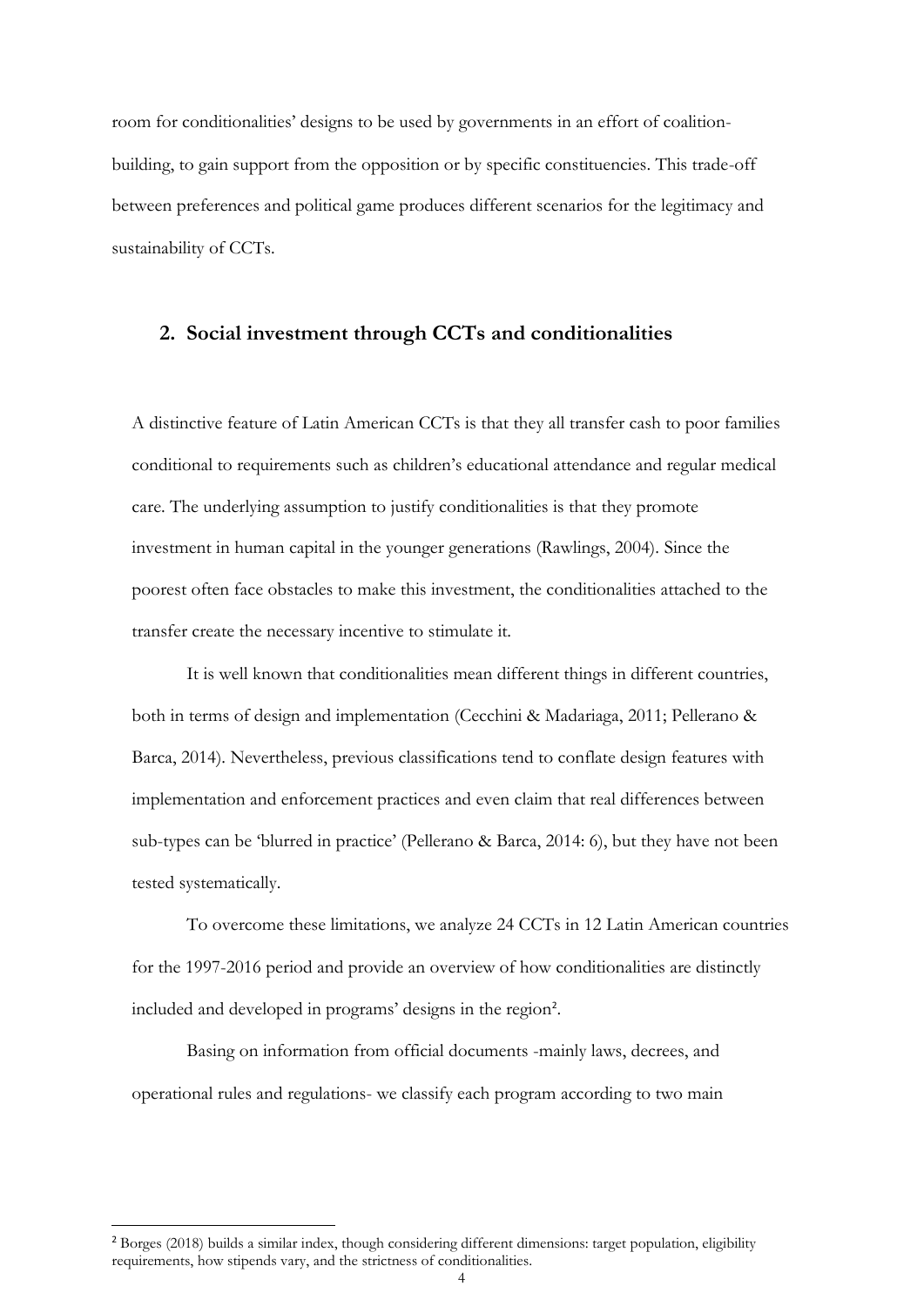room for conditionalities' designs to be used by governments in an effort of coalition-building, to gain support from the opposition or by specific constituencies. This trade-off between preferences and political game produces different scenarios for the legitimacy and sustainability of CCTs.

## 2. Social investment through CCTs and conditionalities

A distinctive feature of Latin American CCTs is that they all transfer cash to poor families conditional to requirements such as children's educational attendance and regular medical care. The underlying assumption to justify conditionalities is that they promote investment in human capital in the younger generations (Rawlings, 2004). Since the poorest often face obstacles to make this investment, the conditionalities attached to the transfer create the necessary incentive to stimulate it.

It is well known that conditionalities mean different things in different countries, both in terms of design and implementation (Cecchini & Madariaga, 2011; Pellerano & Barca, 2014). Nevertheless, previous classifications tend to conflate design features with implementation and enforcement practices and even claim that real differences between sub-types can be 'blurred in practice' (Pellerano & Barca, 2014: 6), but they have not been tested systematically.

To overcome these limitations, we analyze 24 CCTs in 12 Latin American countries for the 1997-2016 period and provide an overview of how conditionalities are distinctly included and developed in programs' designs in the region[2].

Basing on information from official documents -mainly laws, decrees, and operational rules and regulations- we classify each program according to two main

---

[2] Borges (2018) builds a similar index, though considering different dimensions: target population, eligibility requirements, how stipends vary, and the strictness of conditionalities.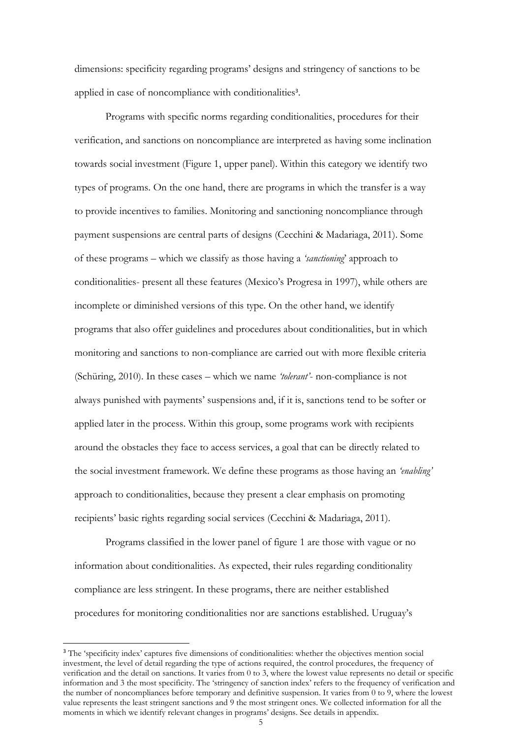dimensions: specificity regarding programs' designs and stringency of sanctions to be applied in case of noncompliance with conditionalities[3].

Programs with specific norms regarding conditionalities, procedures for their verification, and sanctions on noncompliance are interpreted as having some inclination towards social investment (Figure 1, upper panel). Within this category we identify two types of programs. On the one hand, there are programs in which the transfer is a way to provide incentives to families. Monitoring and sanctioning noncompliance through payment suspensions are central parts of designs (Cecchini & Madariaga, 2011). Some of these programs – which we classify as those having a *'sanctioning'* approach to conditionalities- present all these features (Mexico's Progresa in 1997), while others are incomplete or diminished versions of this type. On the other hand, we identify programs that also offer guidelines and procedures about conditionalities, but in which monitoring and sanctions to non-compliance are carried out with more flexible criteria (Schüring, 2010). In these cases – which we name *'tolerant'*- non-compliance is not always punished with payments' suspensions and, if it is, sanctions tend to be softer or applied later in the process. Within this group, some programs work with recipients around the obstacles they face to access services, a goal that can be directly related to the social investment framework. We define these programs as those having an *'enabling'* approach to conditionalities, because they present a clear emphasis on promoting recipients' basic rights regarding social services (Cecchini & Madariaga, 2011).

Programs classified in the lower panel of figure 1 are those with vague or no information about conditionalities. As expected, their rules regarding conditionality compliance are less stringent. In these programs, there are neither established procedures for monitoring conditionalities nor are sanctions established. Uruguay's

---

[3] The 'specificity index' captures five dimensions of conditionalities: whether the objectives mention social investment, the level of detail regarding the type of actions required, the control procedures, the frequency of verification and the detail on sanctions. It varies from 0 to 3, where the lowest value represents no detail or specific information and 3 the most specificity. The 'stringency of sanction index' refers to the frequency of verification and the number of noncompliances before temporary and definitive suspension. It varies from 0 to 9, where the lowest value represents the least stringent sanctions and 9 the most stringent ones. We collected information for all the moments in which we identify relevant changes in programs' designs. See details in appendix.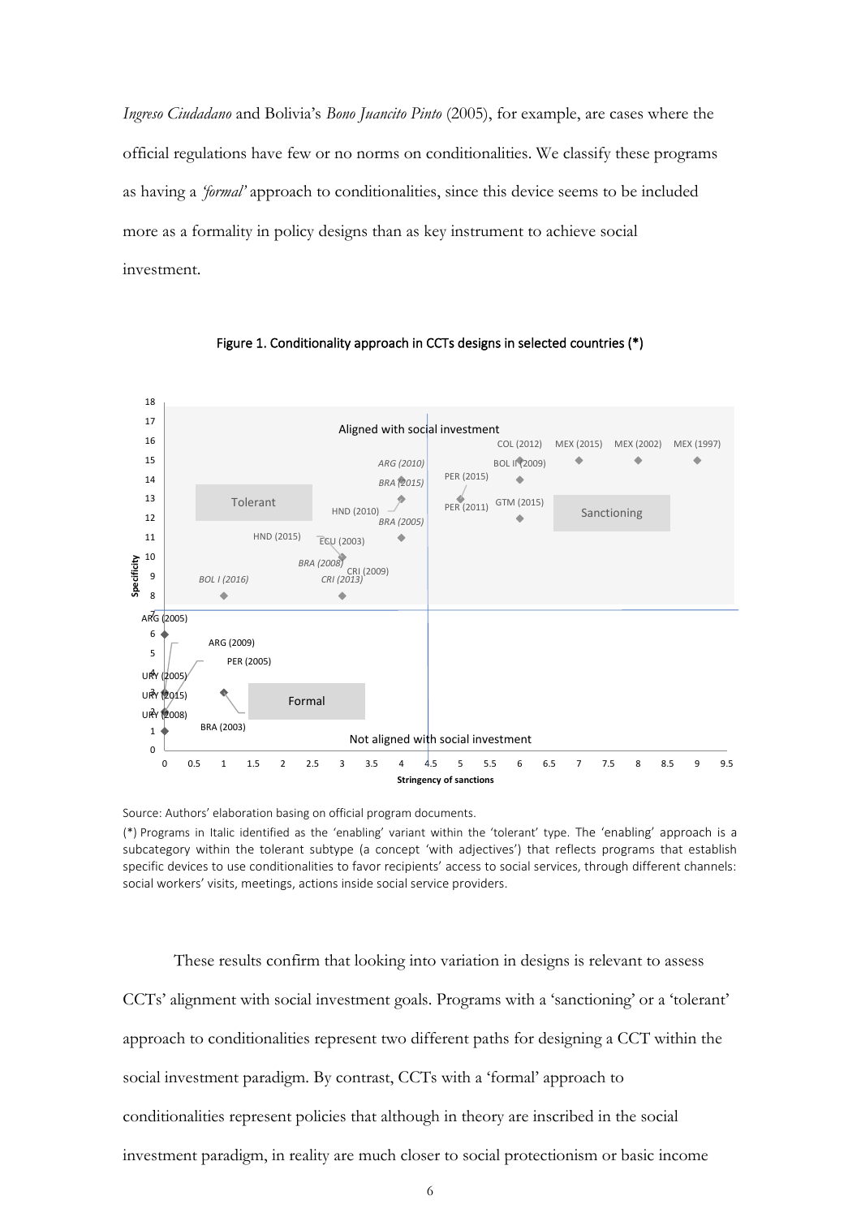*Ingreso Ciudadano* and Bolivia's *Bono Juancito Pinto* (2005), for example, are cases where the official regulations have few or no norms on conditionalities. We classify these programs as having a *'formal'* approach to conditionalities, since this device seems to be included more as a formality in policy designs than as key instrument to achieve social investment.

Figure 1. Conditionality approach in CCTs designs in selected countries (*)

Source: Authors' elaboration basing on official program documents.

(*) Programs in Italic identified as the 'enabling' variant within the 'tolerant' type. The 'enabling' approach is a subcategory within the tolerant subtype (a concept 'with adjectives') that reflects programs that establish specific devices to use conditionalities to favor recipients' access to social services, through different channels: social workers' visits, meetings, actions inside social service providers.

These results confirm that looking into variation in designs is relevant to assess CCTs' alignment with social investment goals. Programs with a 'sanctioning' or a 'tolerant' approach to conditionalities represent two different paths for designing a CCT within the social investment paradigm. By contrast, CCTs with a 'formal' approach to conditionalities represent policies that although in theory are inscribed in the social investment paradigm, in reality are much closer to social protectionism or basic income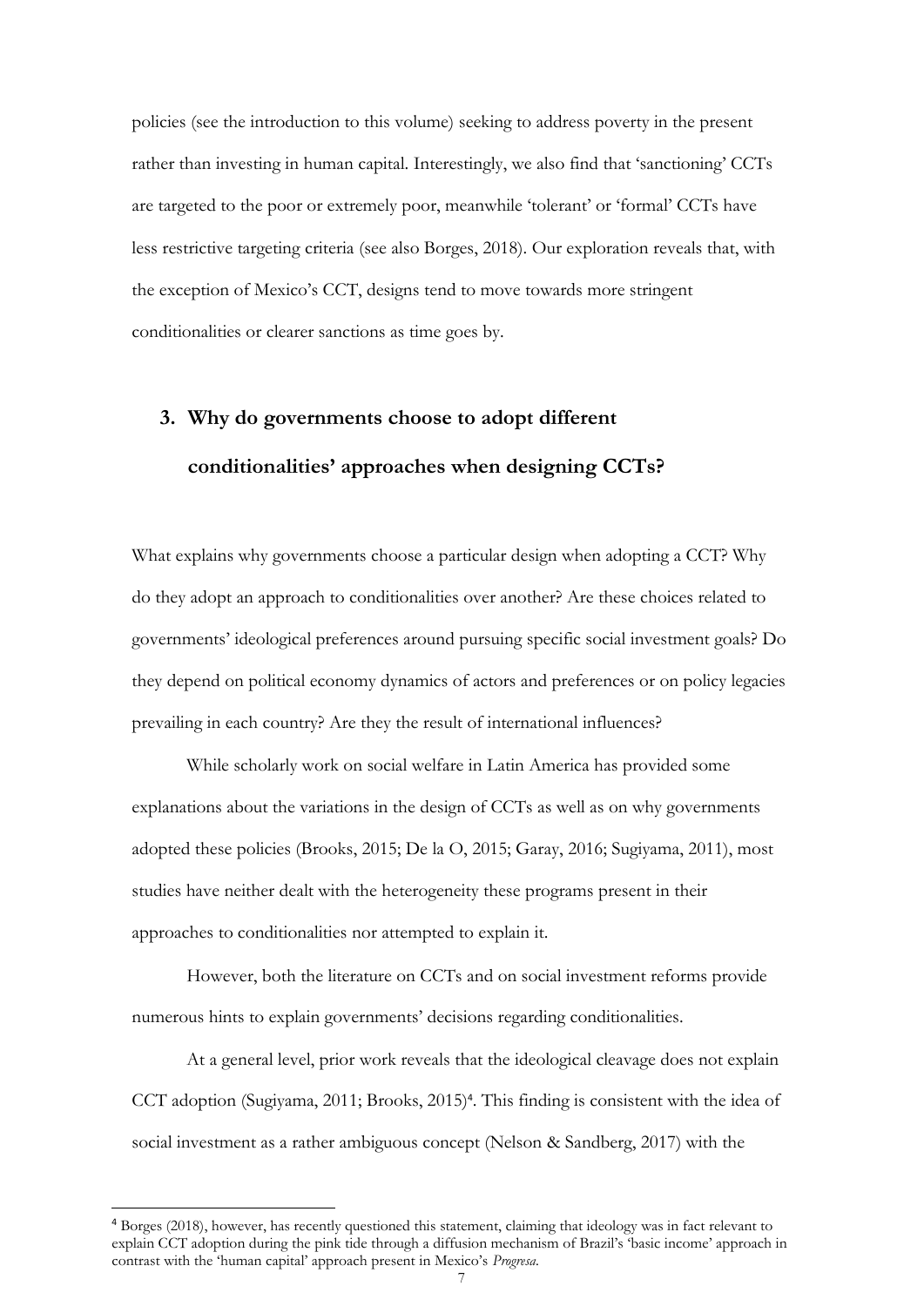policies (see the introduction to this volume) seeking to address poverty in the present rather than investing in human capital. Interestingly, we also find that 'sanctioning' CCTs are targeted to the poor or extremely poor, meanwhile 'tolerant' or 'formal' CCTs have less restrictive targeting criteria (see also Borges, 2018). Our exploration reveals that, with the exception of Mexico's CCT, designs tend to move towards more stringent conditionalities or clearer sanctions as time goes by.

## 3. Why do governments choose to adopt different conditionalities' approaches when designing CCTs?

What explains why governments choose a particular design when adopting a CCT? Why do they adopt an approach to conditionalities over another? Are these choices related to governments' ideological preferences around pursuing specific social investment goals? Do they depend on political economy dynamics of actors and preferences or on policy legacies prevailing in each country? Are they the result of international influences?

While scholarly work on social welfare in Latin America has provided some explanations about the variations in the design of CCTs as well as on why governments adopted these policies (Brooks, 2015; De la O, 2015; Garay, 2016; Sugiyama, 2011), most studies have neither dealt with the heterogeneity these programs present in their approaches to conditionalities nor attempted to explain it.

However, both the literature on CCTs and on social investment reforms provide numerous hints to explain governments' decisions regarding conditionalities.

At a general level, prior work reveals that the ideological cleavage does not explain CCT adoption (Sugiyama, 2011; Brooks, 2015)[4]. This finding is consistent with the idea of social investment as a rather ambiguous concept (Nelson & Sandberg, 2017) with the

[4] Borges (2018), however, has recently questioned this statement, claiming that ideology was in fact relevant to explain CCT adoption during the pink tide through a diffusion mechanism of Brazil's 'basic income' approach in contrast with the 'human capital' approach present in Mexico's *Progresa*.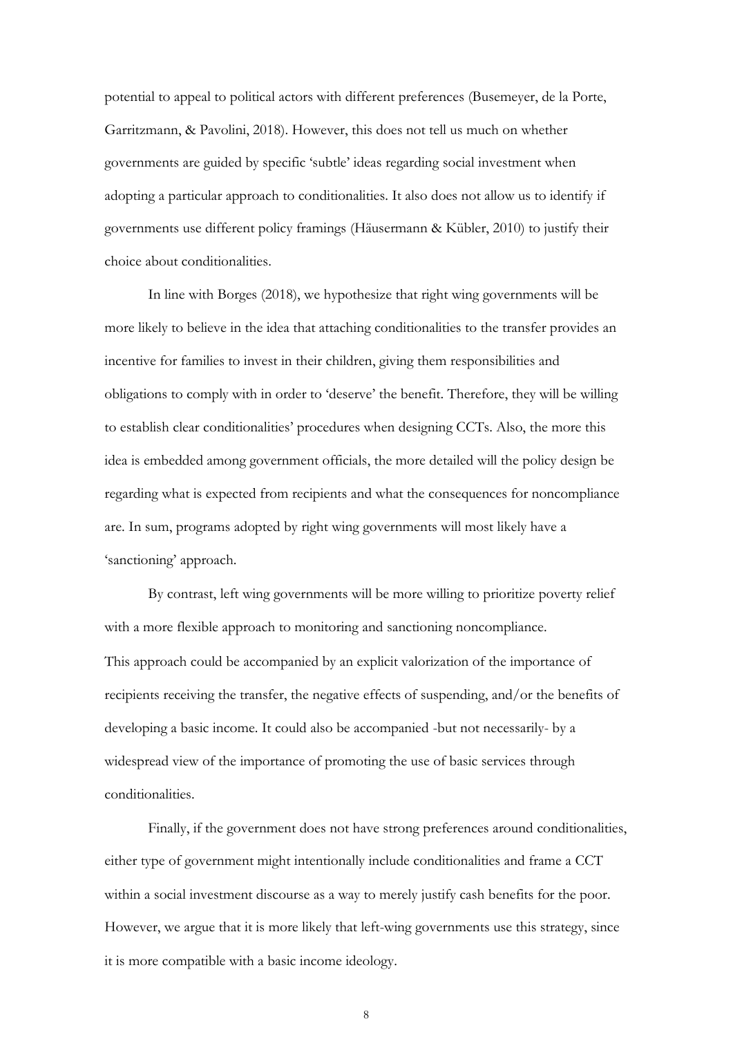potential to appeal to political actors with different preferences (Busemeyer, de la Porte, Garritzmann, & Pavolini, 2018). However, this does not tell us much on whether governments are guided by specific 'subtle' ideas regarding social investment when adopting a particular approach to conditionalities. It also does not allow us to identify if governments use different policy framings (Häusermann & Kübler, 2010) to justify their choice about conditionalities.

In line with Borges (2018), we hypothesize that right wing governments will be more likely to believe in the idea that attaching conditionalities to the transfer provides an incentive for families to invest in their children, giving them responsibilities and obligations to comply with in order to 'deserve' the benefit. Therefore, they will be willing to establish clear conditionalities' procedures when designing CCTs. Also, the more this idea is embedded among government officials, the more detailed will the policy design be regarding what is expected from recipients and what the consequences for noncompliance are. In sum, programs adopted by right wing governments will most likely have a 'sanctioning' approach.

By contrast, left wing governments will be more willing to prioritize poverty relief with a more flexible approach to monitoring and sanctioning noncompliance. This approach could be accompanied by an explicit valorization of the importance of recipients receiving the transfer, the negative effects of suspending, and/or the benefits of developing a basic income. It could also be accompanied -but not necessarily- by a widespread view of the importance of promoting the use of basic services through conditionalities.

Finally, if the government does not have strong preferences around conditionalities, either type of government might intentionally include conditionalities and frame a CCT within a social investment discourse as a way to merely justify cash benefits for the poor. However, we argue that it is more likely that left-wing governments use this strategy, since it is more compatible with a basic income ideology.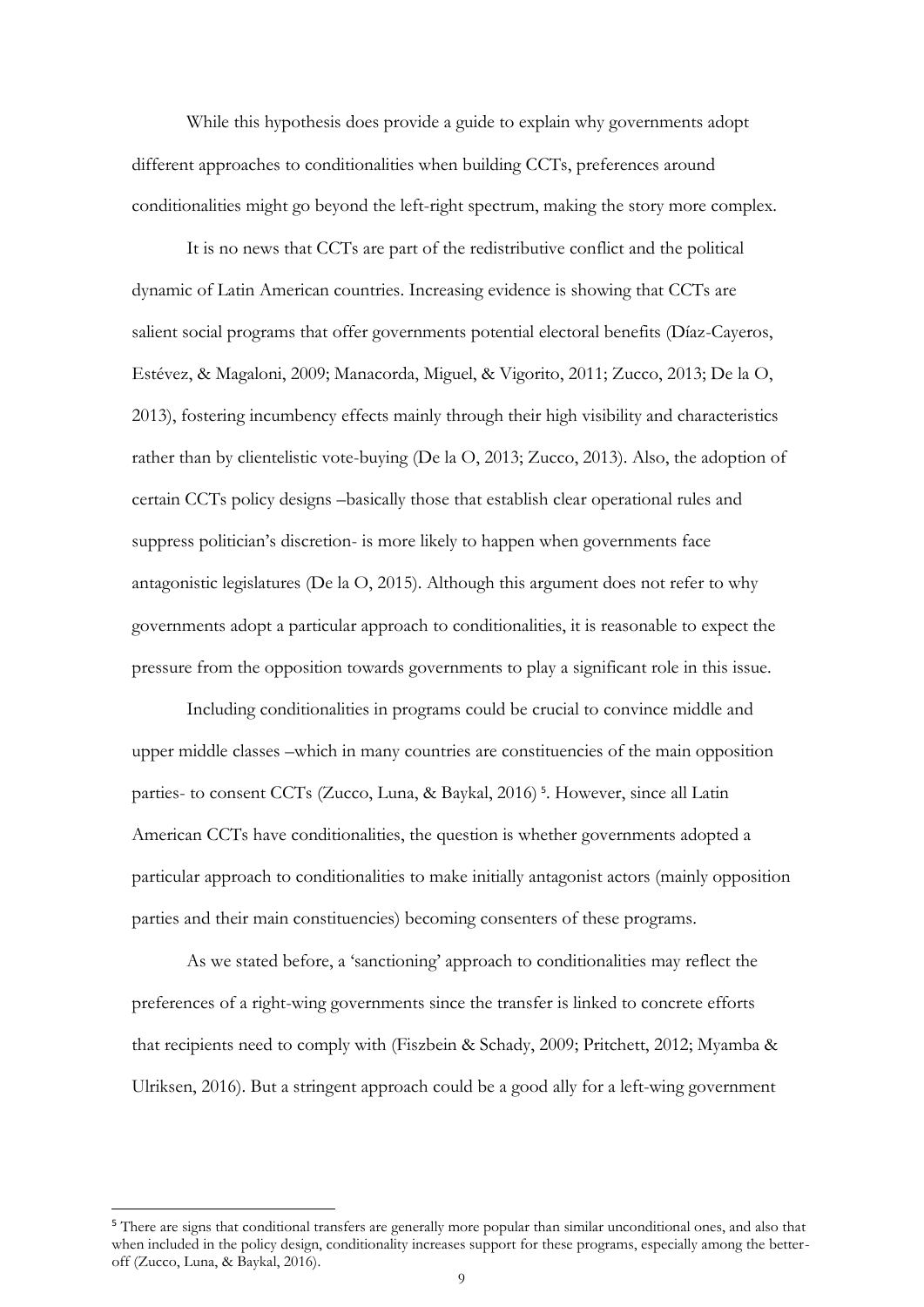While this hypothesis does provide a guide to explain why governments adopt different approaches to conditionalities when building CCTs, preferences around conditionalities might go beyond the left-right spectrum, making the story more complex.

It is no news that CCTs are part of the redistributive conflict and the political dynamic of Latin American countries. Increasing evidence is showing that CCTs are salient social programs that offer governments potential electoral benefits (Díaz-Cayeros, Estévez, & Magaloni, 2009; Manacorda, Miguel, & Vigorito, 2011; Zucco, 2013; De la O, 2013), fostering incumbency effects mainly through their high visibility and characteristics rather than by clientelistic vote-buying (De la O, 2013; Zucco, 2013). Also, the adoption of certain CCTs policy designs –basically those that establish clear operational rules and suppress politician's discretion- is more likely to happen when governments face antagonistic legislatures (De la O, 2015). Although this argument does not refer to why governments adopt a particular approach to conditionalities, it is reasonable to expect the pressure from the opposition towards governments to play a significant role in this issue.

Including conditionalities in programs could be crucial to convince middle and upper middle classes –which in many countries are constituencies of the main opposition parties- to consent CCTs (Zucco, Luna, & Baykal, 2016) [5]. However, since all Latin American CCTs have conditionalities, the question is whether governments adopted a particular approach to conditionalities to make initially antagonist actors (mainly opposition parties and their main constituencies) becoming consenters of these programs.

As we stated before, a 'sanctioning' approach to conditionalities may reflect the preferences of a right-wing governments since the transfer is linked to concrete efforts that recipients need to comply with (Fiszbein & Schady, 2009; Pritchett, 2012; Myamba & Ulriksen, 2016). But a stringent approach could be a good ally for a left-wing government

[5] There are signs that conditional transfers are generally more popular than similar unconditional ones, and also that when included in the policy design, conditionality increases support for these programs, especially among the better-off (Zucco, Luna, & Baykal, 2016).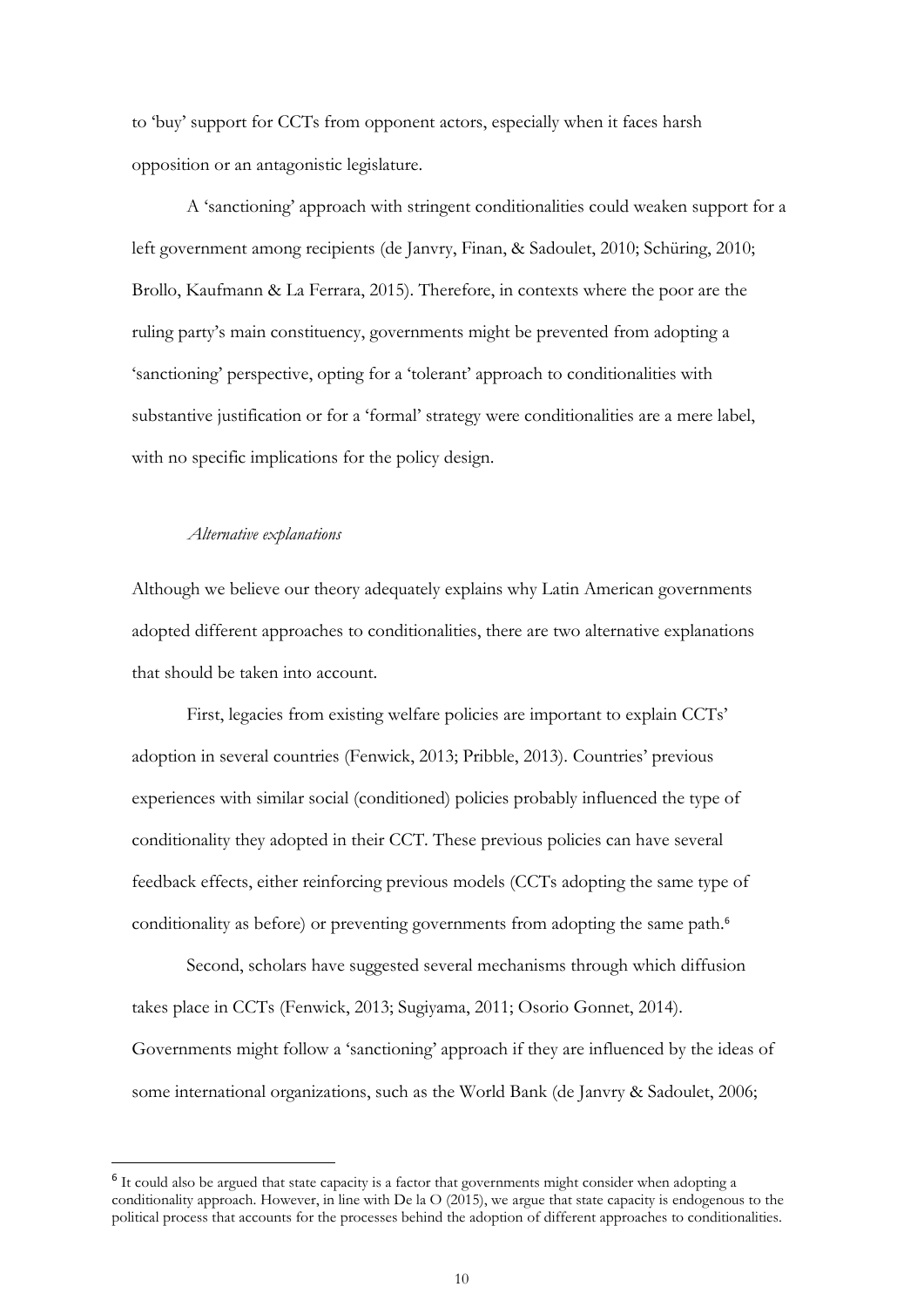to 'buy' support for CCTs from opponent actors, especially when it faces harsh opposition or an antagonistic legislature.

A 'sanctioning' approach with stringent conditionalities could weaken support for a left government among recipients (de Janvry, Finan, & Sadoulet, 2010; Schüring, 2010; Brollo, Kaufmann & La Ferrara, 2015). Therefore, in contexts where the poor are the ruling party's main constituency, governments might be prevented from adopting a 'sanctioning' perspective, opting for a 'tolerant' approach to conditionalities with substantive justification or for a 'formal' strategy were conditionalities are a mere label, with no specific implications for the policy design.

*Alternative explanations*

Although we believe our theory adequately explains why Latin American governments adopted different approaches to conditionalities, there are two alternative explanations that should be taken into account.

First, legacies from existing welfare policies are important to explain CCTs' adoption in several countries (Fenwick, 2013; Pribble, 2013). Countries' previous experiences with similar social (conditioned) policies probably influenced the type of conditionality they adopted in their CCT. These previous policies can have several feedback effects, either reinforcing previous models (CCTs adopting the same type of conditionality as before) or preventing governments from adopting the same path.[6]

Second, scholars have suggested several mechanisms through which diffusion takes place in CCTs (Fenwick, 2013; Sugiyama, 2011; Osorio Gonnet, 2014). Governments might follow a 'sanctioning' approach if they are influenced by the ideas of some international organizations, such as the World Bank (de Janvry & Sadoulet, 2006;

[6] It could also be argued that state capacity is a factor that governments might consider when adopting a conditionality approach. However, in line with De la O (2015), we argue that state capacity is endogenous to the political process that accounts for the processes behind the adoption of different approaches to conditionalities.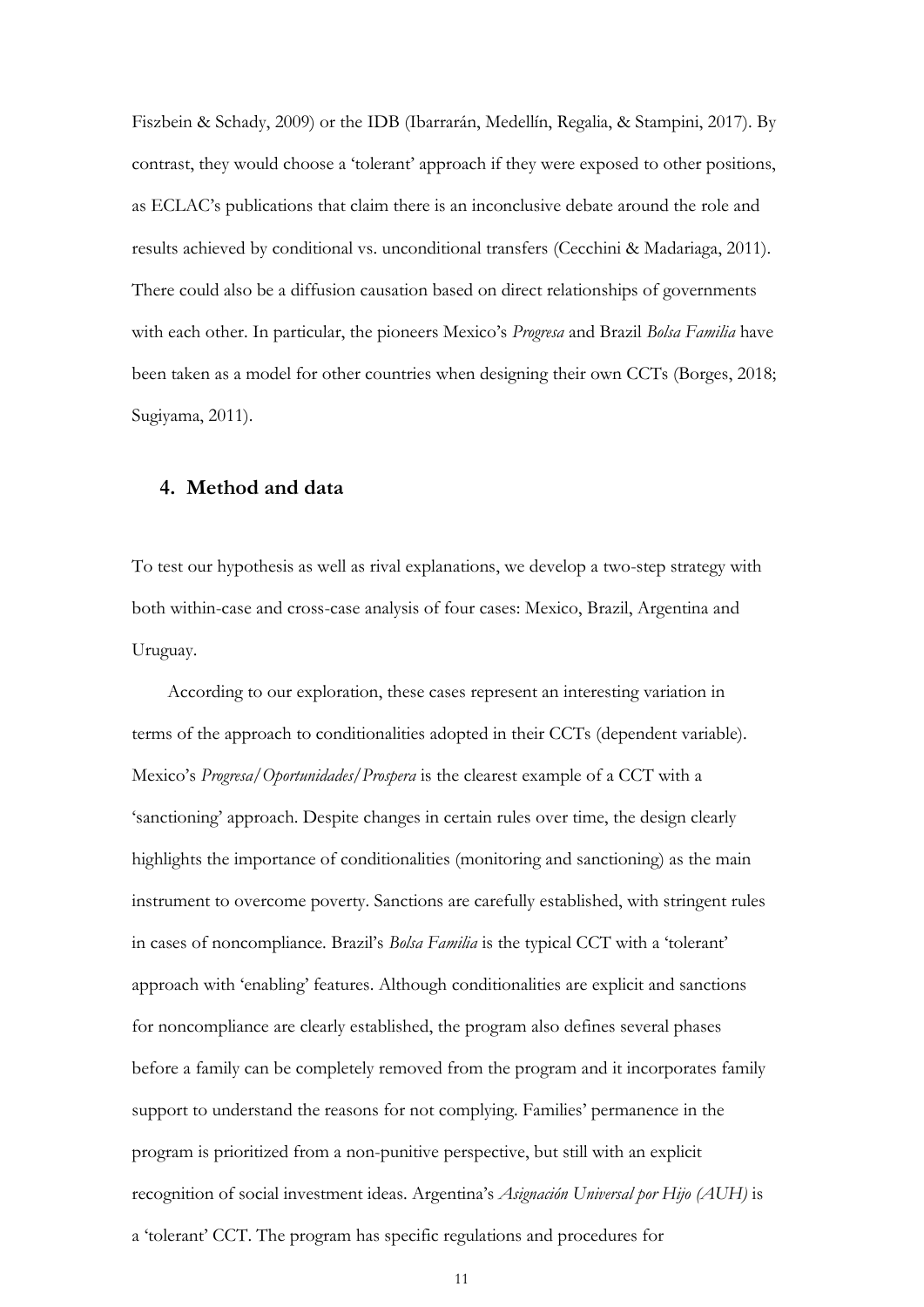Fiszbein & Schady, 2009) or the IDB (Ibarrarán, Medellín, Regalia, & Stampini, 2017). By contrast, they would choose a 'tolerant' approach if they were exposed to other positions, as ECLAC's publications that claim there is an inconclusive debate around the role and results achieved by conditional vs. unconditional transfers (Cecchini & Madariaga, 2011). There could also be a diffusion causation based on direct relationships of governments with each other. In particular, the pioneers Mexico's *Progresa* and Brazil *Bolsa Familia* have been taken as a model for other countries when designing their own CCTs (Borges, 2018; Sugiyama, 2011).

## 4. Method and data

To test our hypothesis as well as rival explanations, we develop a two-step strategy with both within-case and cross-case analysis of four cases: Mexico, Brazil, Argentina and Uruguay.

According to our exploration, these cases represent an interesting variation in terms of the approach to conditionalities adopted in their CCTs (dependent variable). Mexico's *Progresa/Oportunidades/Prospera* is the clearest example of a CCT with a 'sanctioning' approach. Despite changes in certain rules over time, the design clearly highlights the importance of conditionalities (monitoring and sanctioning) as the main instrument to overcome poverty. Sanctions are carefully established, with stringent rules in cases of noncompliance. Brazil's *Bolsa Familia* is the typical CCT with a 'tolerant' approach with 'enabling' features. Although conditionalities are explicit and sanctions for noncompliance are clearly established, the program also defines several phases before a family can be completely removed from the program and it incorporates family support to understand the reasons for not complying. Families' permanence in the program is prioritized from a non-punitive perspective, but still with an explicit recognition of social investment ideas. Argentina's *Asignación Universal por Hijo (AUH)* is a 'tolerant' CCT. The program has specific regulations and procedures for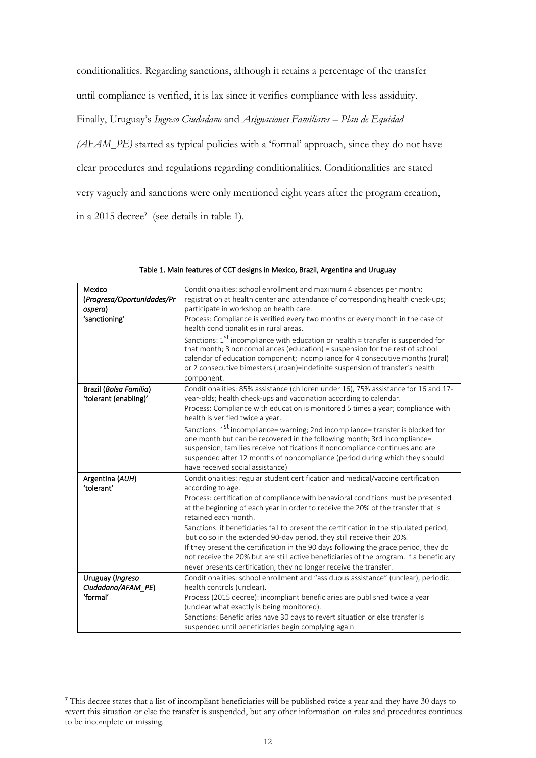conditionalities. Regarding sanctions, although it retains a percentage of the transfer until compliance is verified, it is lax since it verifies compliance with less assiduity. Finally, Uruguay's *Ingreso Ciudadano* and *Asignaciones Familiares – Plan de Equidad (AFAM_PE)* started as typical policies with a 'formal' approach, since they do not have clear procedures and regulations regarding conditionalities. Conditionalities are stated very vaguely and sanctions were only mentioned eight years after the program creation, in a 2015 decree[7] (see details in table 1).

Table 1. Main features of CCT designs in Mexico, Brazil, Argentina and Uruguay

| | |
|---|---|
| Mexico (*Progresa/Oportunidades/Prospera*) 'sanctioning' | Conditionalities: school enrollment and maximum 4 absences per month; registration at health center and attendance of corresponding health check-ups; participate in workshop on health care.<br>Process: Compliance is verified every two months or every month in the case of health conditionalities in rural areas.<br>Sanctions: 1st incompliance with education or health = transfer is suspended for that month; 3 noncompliances (education) = suspension for the rest of school calendar of education component; incompliance for 4 consecutive months (rural) or 2 consecutive bimesters (urban)=indefinite suspension of transfer's health component. |
| Brazil (*Bolsa Familia*) 'tolerant (enabling)' | Conditionalities: 85% assistance (children under 16), 75% assistance for 16 and 17-year-olds; health check-ups and vaccination according to calendar.<br>Process: Compliance with education is monitored 5 times a year; compliance with health is verified twice a year.<br>Sanctions: 1st incompliance= warning; 2nd incompliance= transfer is blocked for one month but can be recovered in the following month; 3rd incompliance= suspension; families receive notifications if noncompliance continues and are suspended after 12 months of noncompliance (period during which they should have received social assistance) |
| Argentina (*AUH*) 'tolerant' | Conditionalities: regular student certification and medical/vaccine certification according to age.<br>Process: certification of compliance with behavioral conditions must be presented at the beginning of each year in order to receive the 20% of the transfer that is retained each month.<br>Sanctions: if beneficiaries fail to present the certification in the stipulated period, but do so in the extended 90-day period, they still receive their 20%.<br>If they present the certification in the 90 days following the grace period, they do not receive the 20% but are still active beneficiaries of the program. If a beneficiary never presents certification, they no longer receive the transfer. |
| Uruguay (*Ingreso Ciudadano/AFAM_PE*) 'formal' | Conditionalities: school enrollment and "assiduous assistance" (unclear), periodic health controls (unclear).<br>Process (2015 decree): incompliant beneficiaries are published twice a year (unclear what exactly is being monitored).<br>Sanctions: Beneficiaries have 30 days to revert situation or else transfer is suspended until beneficiaries begin complying again |

[7] This decree states that a list of incompliant beneficiaries will be published twice a year and they have 30 days to revert this situation or else the transfer is suspended, but any other information on rules and procedures continues to be incomplete or missing.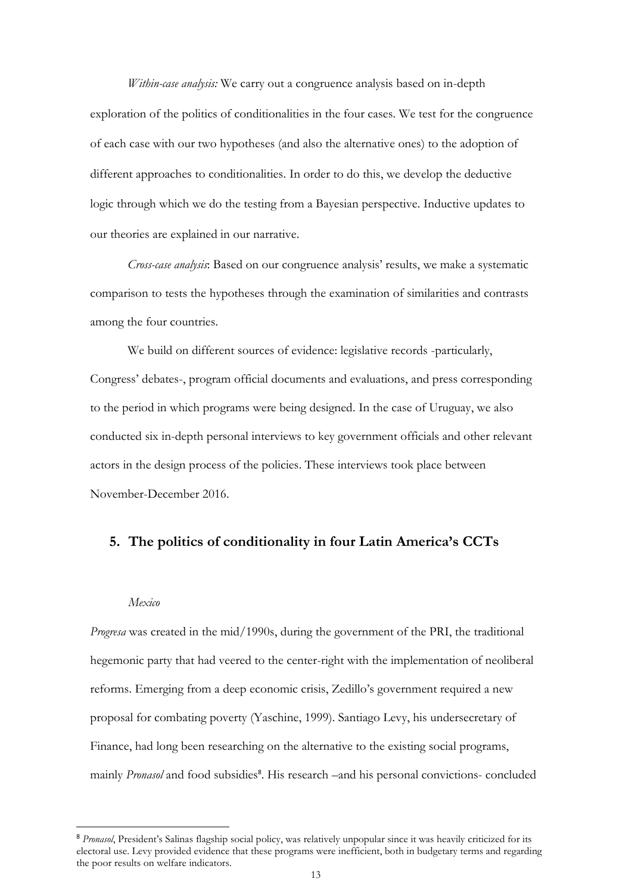*Within-case analysis:* We carry out a congruence analysis based on in-depth exploration of the politics of conditionalities in the four cases. We test for the congruence of each case with our two hypotheses (and also the alternative ones) to the adoption of different approaches to conditionalities. In order to do this, we develop the deductive logic through which we do the testing from a Bayesian perspective. Inductive updates to our theories are explained in our narrative.

*Cross-case analysis*: Based on our congruence analysis' results, we make a systematic comparison to tests the hypotheses through the examination of similarities and contrasts among the four countries.

We build on different sources of evidence: legislative records -particularly, Congress' debates-, program official documents and evaluations, and press corresponding to the period in which programs were being designed. In the case of Uruguay, we also conducted six in-depth personal interviews to key government officials and other relevant actors in the design process of the policies. These interviews took place between November-December 2016.

## 5. The politics of conditionality in four Latin America's CCTs

### *Mexico*

*Progresa* was created in the mid/1990s, during the government of the PRI, the traditional hegemonic party that had veered to the center-right with the implementation of neoliberal reforms. Emerging from a deep economic crisis, Zedillo's government required a new proposal for combating poverty (Yaschine, 1999). Santiago Levy, his undersecretary of Finance, had long been researching on the alternative to the existing social programs, mainly *Pronasol* and food subsidies[8]. His research –and his personal convictions- concluded

[8] *Pronasol*, President's Salinas flagship social policy, was relatively unpopular since it was heavily criticized for its electoral use. Levy provided evidence that these programs were inefficient, both in budgetary terms and regarding the poor results on welfare indicators.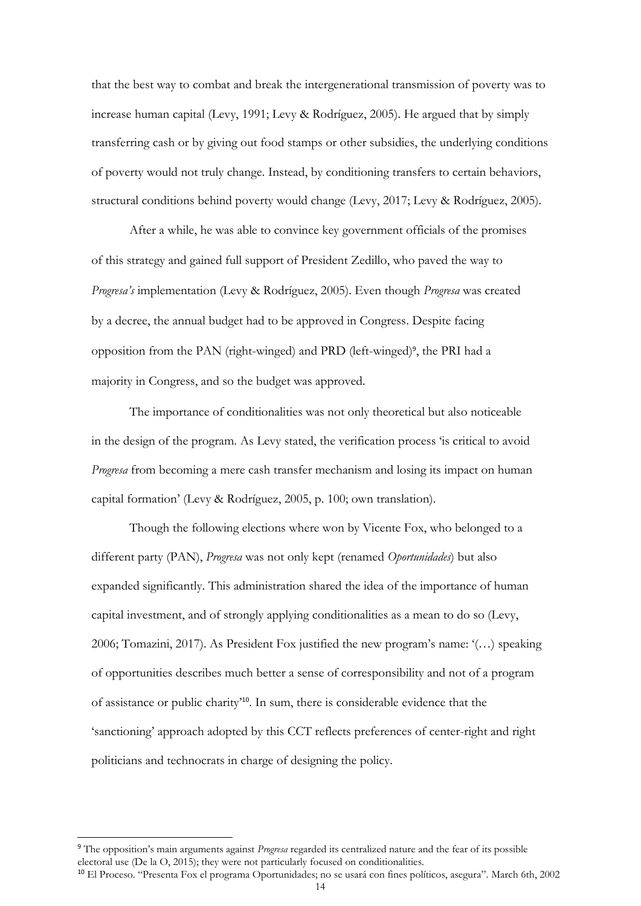that the best way to combat and break the intergenerational transmission of poverty was to increase human capital (Levy, 1991; Levy & Rodríguez, 2005). He argued that by simply transferring cash or by giving out food stamps or other subsidies, the underlying conditions of poverty would not truly change. Instead, by conditioning transfers to certain behaviors, structural conditions behind poverty would change (Levy, 2017; Levy & Rodríguez, 2005).

After a while, he was able to convince key government officials of the promises of this strategy and gained full support of President Zedillo, who paved the way to *Progresa's* implementation (Levy & Rodríguez, 2005). Even though *Progresa* was created by a decree, the annual budget had to be approved in Congress. Despite facing opposition from the PAN (right-winged) and PRD (left-winged)[9], the PRI had a majority in Congress, and so the budget was approved.

The importance of conditionalities was not only theoretical but also noticeable in the design of the program. As Levy stated, the verification process 'is critical to avoid *Progresa* from becoming a mere cash transfer mechanism and losing its impact on human capital formation' (Levy & Rodríguez, 2005, p. 100; own translation).

Though the following elections where won by Vicente Fox, who belonged to a different party (PAN), *Progresa* was not only kept (renamed *Oportunidades*) but also expanded significantly. This administration shared the idea of the importance of human capital investment, and of strongly applying conditionalities as a mean to do so (Levy, 2006; Tomazini, 2017). As President Fox justified the new program's name: '(…) speaking of opportunities describes much better a sense of corresponsibility and not of a program of assistance or public charity'[10]. In sum, there is considerable evidence that the 'sanctioning' approach adopted by this CCT reflects preferences of center-right and right politicians and technocrats in charge of designing the policy.

---

[9] The opposition's main arguments against *Progresa* regarded its centralized nature and the fear of its possible electoral use (De la O, 2015); they were not particularly focused on conditionalities.

[10] El Proceso. "Presenta Fox el programa Oportunidades; no se usará con fines políticos, asegura". March 6th, 2002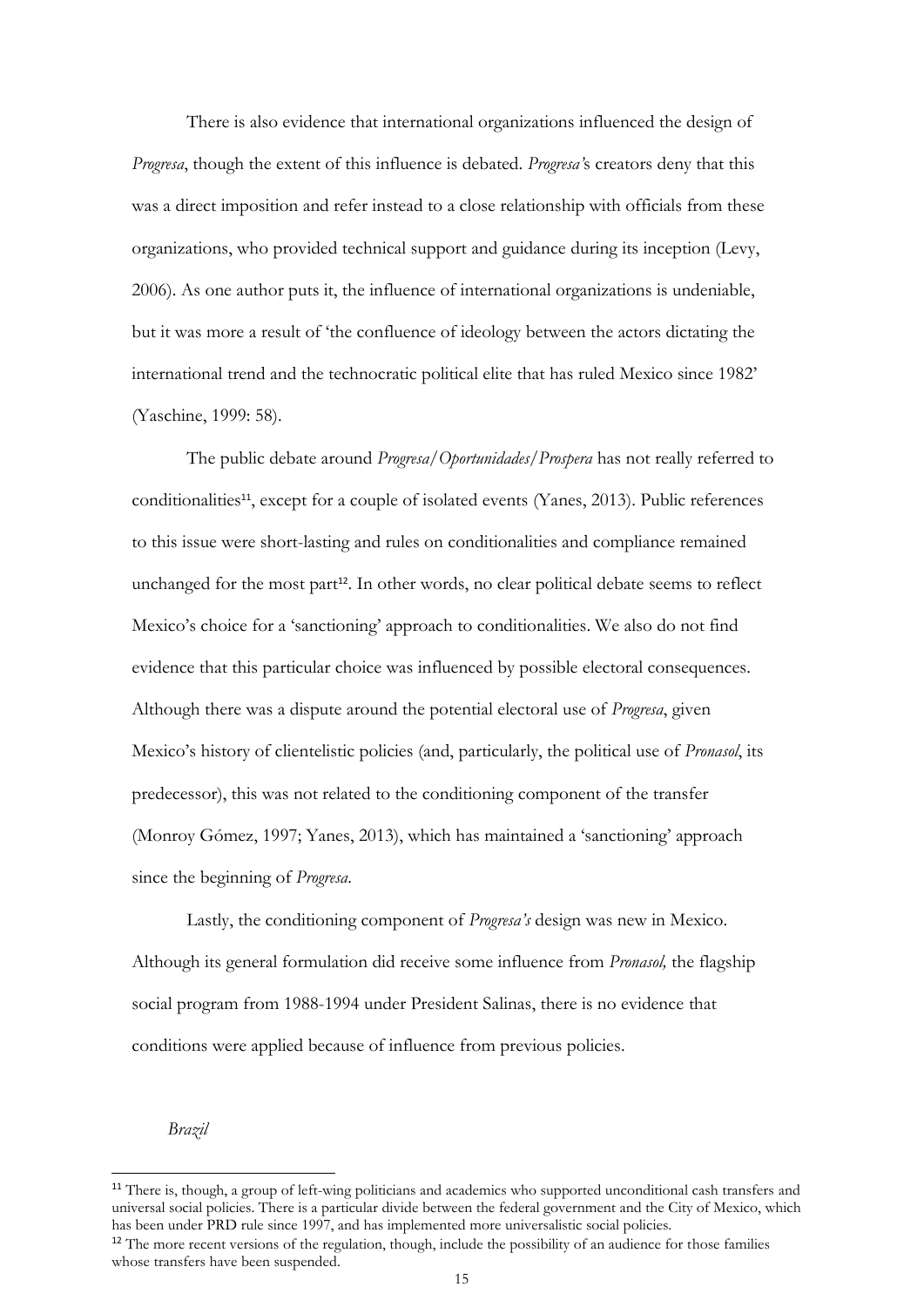There is also evidence that international organizations influenced the design of *Progresa*, though the extent of this influence is debated. *Progresa'*s creators deny that this was a direct imposition and refer instead to a close relationship with officials from these organizations, who provided technical support and guidance during its inception (Levy, 2006). As one author puts it, the influence of international organizations is undeniable, but it was more a result of 'the confluence of ideology between the actors dictating the international trend and the technocratic political elite that has ruled Mexico since 1982' (Yaschine, 1999: 58).

The public debate around *Progresa/Oportunidades/Prospera* has not really referred to conditionalities[11], except for a couple of isolated events (Yanes, 2013). Public references to this issue were short-lasting and rules on conditionalities and compliance remained unchanged for the most part[12]. In other words, no clear political debate seems to reflect Mexico's choice for a 'sanctioning' approach to conditionalities. We also do not find evidence that this particular choice was influenced by possible electoral consequences. Although there was a dispute around the potential electoral use of *Progresa*, given Mexico's history of clientelistic policies (and, particularly, the political use of *Pronasol*, its predecessor), this was not related to the conditioning component of the transfer (Monroy Gómez, 1997; Yanes, 2013), which has maintained a 'sanctioning' approach since the beginning of *Progresa*.

Lastly, the conditioning component of *Progresa's* design was new in Mexico. Although its general formulation did receive some influence from *Pronasol,* the flagship social program from 1988-1994 under President Salinas, there is no evidence that conditions were applied because of influence from previous policies.

*Brazil*

[11] There is, though, a group of left-wing politicians and academics who supported unconditional cash transfers and universal social policies. There is a particular divide between the federal government and the City of Mexico, which has been under PRD rule since 1997, and has implemented more universalistic social policies.

[12] The more recent versions of the regulation, though, include the possibility of an audience for those families whose transfers have been suspended.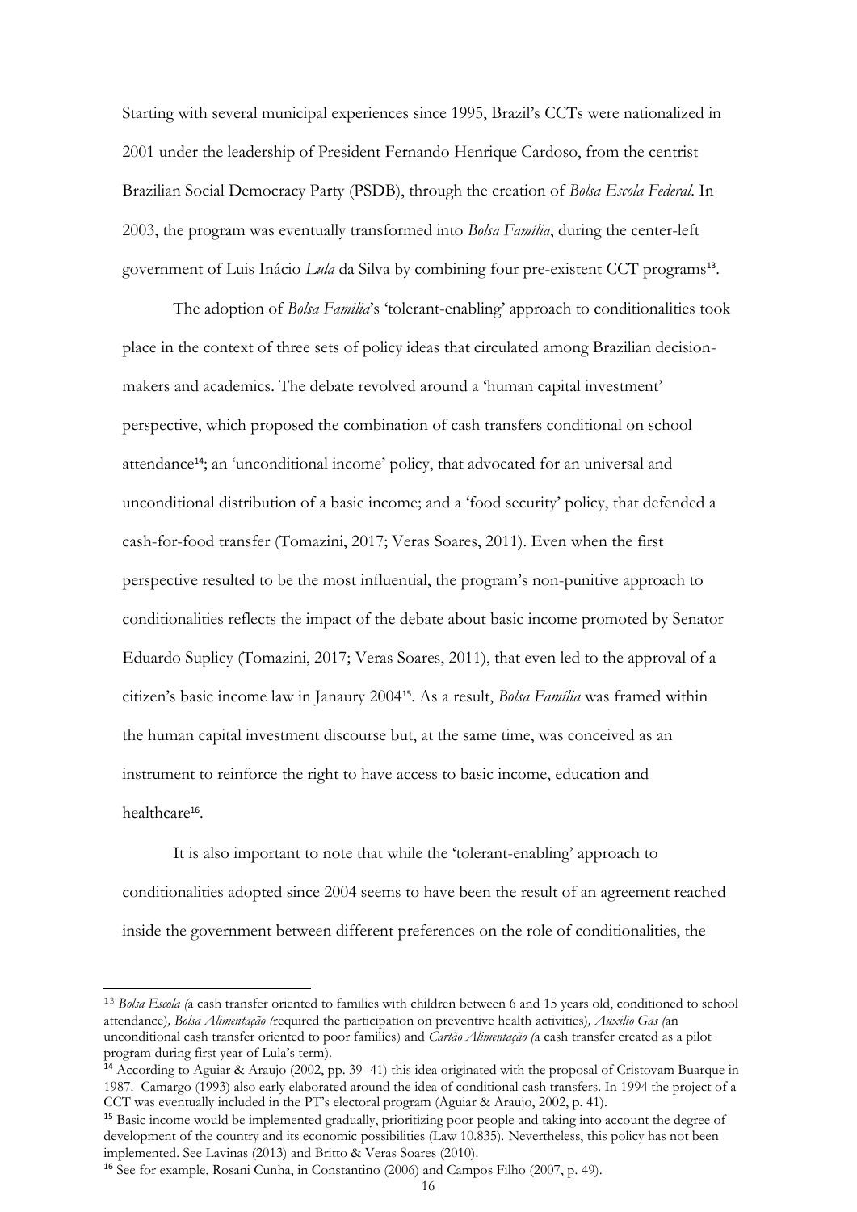Starting with several municipal experiences since 1995, Brazil's CCTs were nationalized in 2001 under the leadership of President Fernando Henrique Cardoso, from the centrist Brazilian Social Democracy Party (PSDB), through the creation of *Bolsa Escola Federal*. In 2003, the program was eventually transformed into *Bolsa Família*, during the center-left government of Luis Inácio *Lula* da Silva by combining four pre-existent CCT programs[13].

The adoption of *Bolsa Familia*'s 'tolerant-enabling' approach to conditionalities took place in the context of three sets of policy ideas that circulated among Brazilian decision-makers and academics. The debate revolved around a 'human capital investment' perspective, which proposed the combination of cash transfers conditional on school attendance[14]; an 'unconditional income' policy, that advocated for an universal and unconditional distribution of a basic income; and a 'food security' policy, that defended a cash-for-food transfer (Tomazini, 2017; Veras Soares, 2011). Even when the first perspective resulted to be the most influential, the program's non-punitive approach to conditionalities reflects the impact of the debate about basic income promoted by Senator Eduardo Suplicy (Tomazini, 2017; Veras Soares, 2011), that even led to the approval of a citizen's basic income law in Janaury 2004[15]. As a result, *Bolsa Família* was framed within the human capital investment discourse but, at the same time, was conceived as an instrument to reinforce the right to have access to basic income, education and healthcare[16].

It is also important to note that while the 'tolerant-enabling' approach to conditionalities adopted since 2004 seems to have been the result of an agreement reached inside the government between different preferences on the role of conditionalities, the

---

[13] *Bolsa Escola (*a cash transfer oriented to families with children between 6 and 15 years old, conditioned to school attendance)*, Bolsa Alimentação (*required the participation on preventive health activities)*, Auxilio Gas (*an unconditional cash transfer oriented to poor families) and *Cartão Alimentação (*a cash transfer created as a pilot program during first year of Lula's term).

[14] According to Aguiar & Araujo (2002, pp. 39–41) this idea originated with the proposal of Cristovam Buarque in 1987. Camargo (1993) also early elaborated around the idea of conditional cash transfers. In 1994 the project of a CCT was eventually included in the PT's electoral program (Aguiar & Araujo, 2002, p. 41).

[15] Basic income would be implemented gradually, prioritizing poor people and taking into account the degree of development of the country and its economic possibilities (Law 10.835). Nevertheless, this policy has not been implemented. See Lavinas (2013) and Britto & Veras Soares (2010).

[16] See for example, Rosani Cunha, in Constantino (2006) and Campos Filho (2007, p. 49).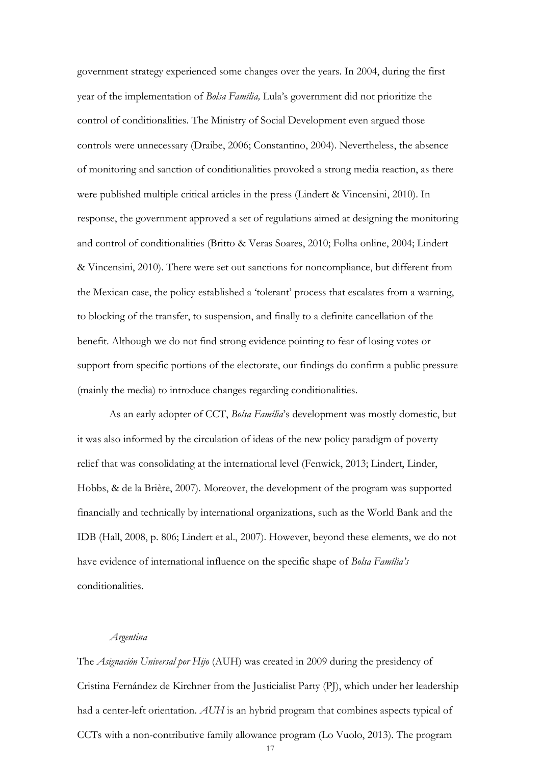government strategy experienced some changes over the years. In 2004, during the first year of the implementation of *Bolsa Família,* Lula's government did not prioritize the control of conditionalities. The Ministry of Social Development even argued those controls were unnecessary (Draibe, 2006; Constantino, 2004). Nevertheless, the absence of monitoring and sanction of conditionalities provoked a strong media reaction, as there were published multiple critical articles in the press (Lindert & Vincensini, 2010). In response, the government approved a set of regulations aimed at designing the monitoring and control of conditionalities (Britto & Veras Soares, 2010; Folha online, 2004; Lindert & Vincensini, 2010). There were set out sanctions for noncompliance, but different from the Mexican case, the policy established a 'tolerant' process that escalates from a warning, to blocking of the transfer, to suspension, and finally to a definite cancellation of the benefit. Although we do not find strong evidence pointing to fear of losing votes or support from specific portions of the electorate, our findings do confirm a public pressure (mainly the media) to introduce changes regarding conditionalities.

As an early adopter of CCT, *Bolsa Família*'s development was mostly domestic, but it was also informed by the circulation of ideas of the new policy paradigm of poverty relief that was consolidating at the international level (Fenwick, 2013; Lindert, Linder, Hobbs, & de la Brière, 2007). Moreover, the development of the program was supported financially and technically by international organizations, such as the World Bank and the IDB (Hall, 2008, p. 806; Lindert et al., 2007). However, beyond these elements, we do not have evidence of international influence on the specific shape of *Bolsa Família's* conditionalities.

### *Argentina*

The *Asignación Universal por Hijo* (AUH) was created in 2009 during the presidency of Cristina Fernández de Kirchner from the Justicialist Party (PJ), which under her leadership had a center-left orientation. *AUH* is an hybrid program that combines aspects typical of CCTs with a non-contributive family allowance program (Lo Vuolo, 2013). The program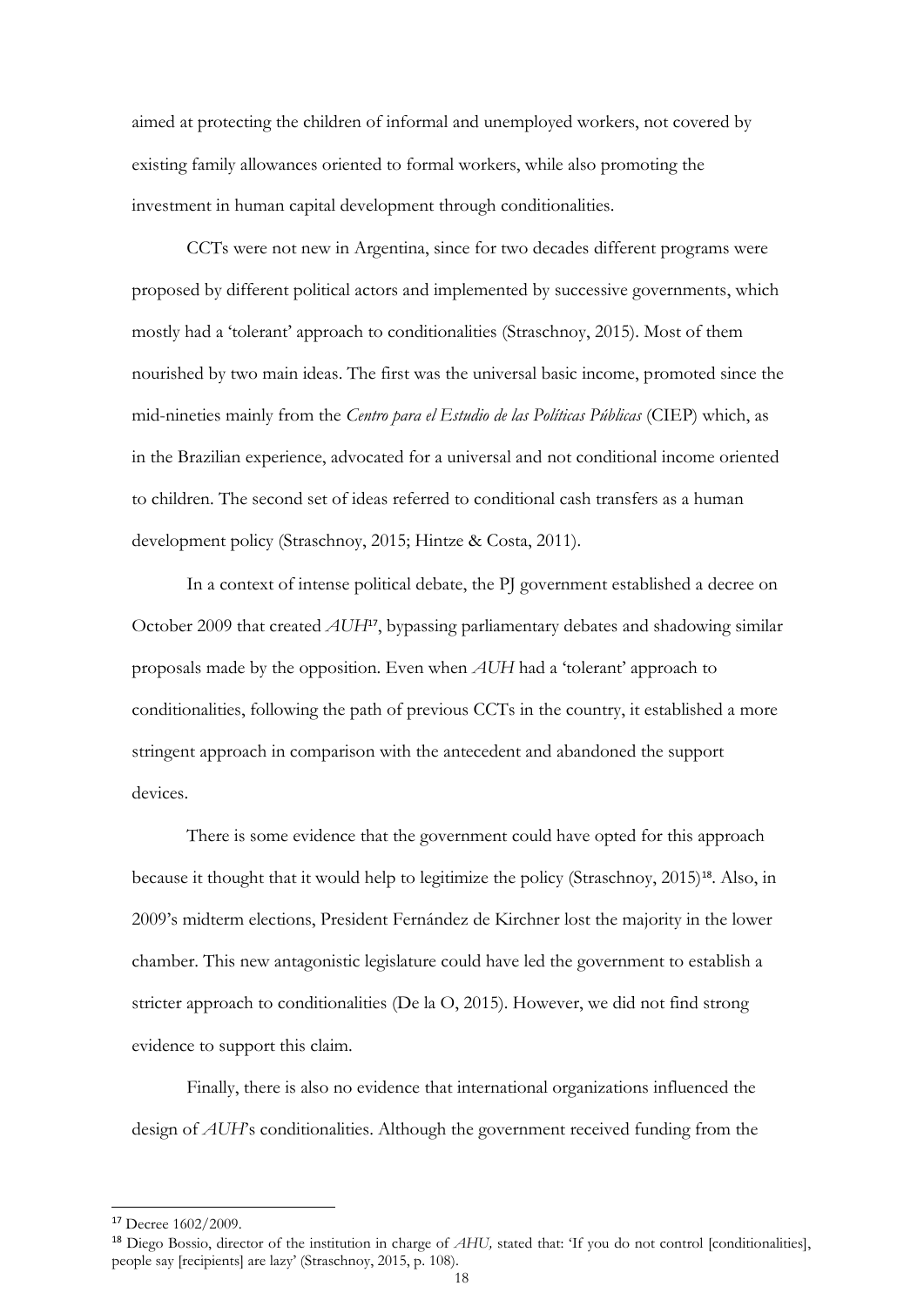aimed at protecting the children of informal and unemployed workers, not covered by existing family allowances oriented to formal workers, while also promoting the investment in human capital development through conditionalities.

CCTs were not new in Argentina, since for two decades different programs were proposed by different political actors and implemented by successive governments, which mostly had a 'tolerant' approach to conditionalities (Straschnoy, 2015). Most of them nourished by two main ideas. The first was the universal basic income, promoted since the mid-nineties mainly from the *Centro para el Estudio de las Políticas Públicas* (CIEP) which, as in the Brazilian experience, advocated for a universal and not conditional income oriented to children. The second set of ideas referred to conditional cash transfers as a human development policy (Straschnoy, 2015; Hintze & Costa, 2011).

In a context of intense political debate, the PJ government established a decree on October 2009 that created *AUH*[17], bypassing parliamentary debates and shadowing similar proposals made by the opposition. Even when *AUH* had a 'tolerant' approach to conditionalities, following the path of previous CCTs in the country, it established a more stringent approach in comparison with the antecedent and abandoned the support devices.

There is some evidence that the government could have opted for this approach because it thought that it would help to legitimize the policy (Straschnoy, 2015)[18]. Also, in 2009's midterm elections, President Fernández de Kirchner lost the majority in the lower chamber. This new antagonistic legislature could have led the government to establish a stricter approach to conditionalities (De la O, 2015). However, we did not find strong evidence to support this claim.

Finally, there is also no evidence that international organizations influenced the design of *AUH*'s conditionalities. Although the government received funding from the

[17] Decree 1602/2009.

[18] Diego Bossio, director of the institution in charge of *AHU,* stated that: 'If you do not control [conditionalities], people say [recipients] are lazy' (Straschnoy, 2015, p. 108).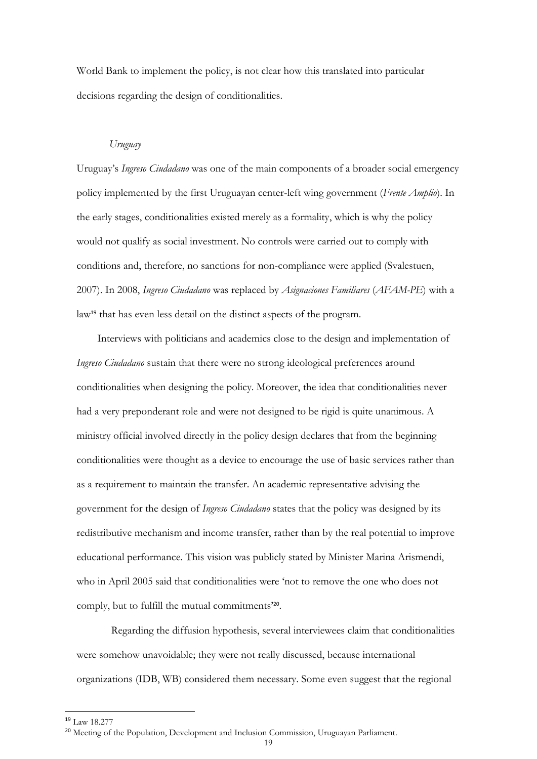World Bank to implement the policy, is not clear how this translated into particular decisions regarding the design of conditionalities.

### *Uruguay*

Uruguay's *Ingreso Ciudadano* was one of the main components of a broader social emergency policy implemented by the first Uruguayan center-left wing government (*Frente Amplio*). In the early stages, conditionalities existed merely as a formality, which is why the policy would not qualify as social investment. No controls were carried out to comply with conditions and, therefore, no sanctions for non-compliance were applied (Svalestuen, 2007). In 2008, *Ingreso Ciudadano* was replaced by *Asignaciones Familiares* (*AFAM-PE*) with a law[19] that has even less detail on the distinct aspects of the program.

Interviews with politicians and academics close to the design and implementation of *Ingreso Ciudadano* sustain that there were no strong ideological preferences around conditionalities when designing the policy. Moreover, the idea that conditionalities never had a very preponderant role and were not designed to be rigid is quite unanimous. A ministry official involved directly in the policy design declares that from the beginning conditionalities were thought as a device to encourage the use of basic services rather than as a requirement to maintain the transfer. An academic representative advising the government for the design of *Ingreso Ciudadano* states that the policy was designed by its redistributive mechanism and income transfer, rather than by the real potential to improve educational performance. This vision was publicly stated by Minister Marina Arismendi, who in April 2005 said that conditionalities were 'not to remove the one who does not comply, but to fulfill the mutual commitments'[20].

Regarding the diffusion hypothesis, several interviewees claim that conditionalities were somehow unavoidable; they were not really discussed, because international organizations (IDB, WB) considered them necessary. Some even suggest that the regional

[19] Law 18.277

[20] Meeting of the Population, Development and Inclusion Commission, Uruguayan Parliament.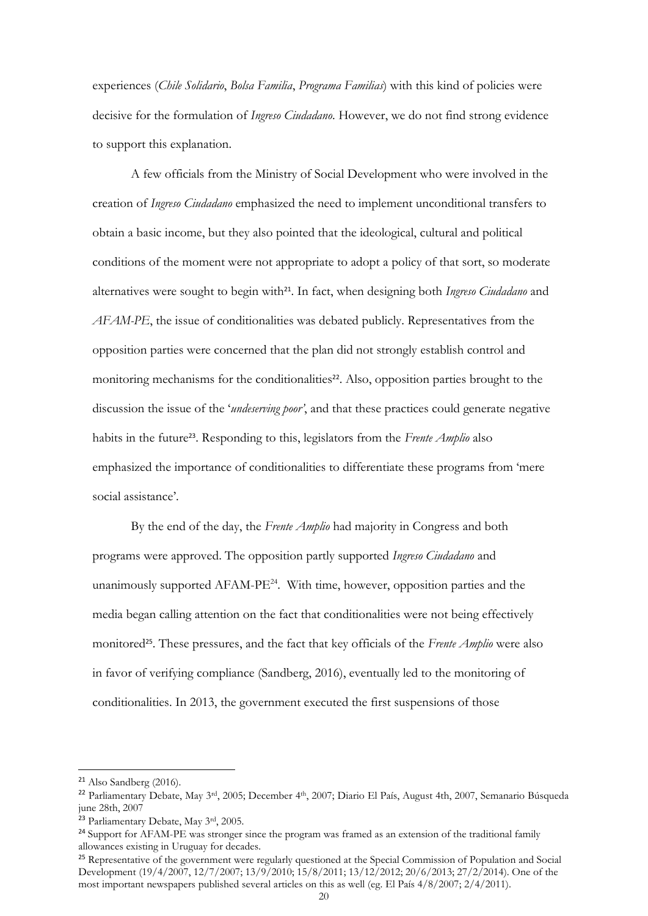experiences (*Chile Solidario*, *Bolsa Familia*, *Programa Familias*) with this kind of policies were decisive for the formulation of *Ingreso Ciudadano*. However, we do not find strong evidence to support this explanation.

A few officials from the Ministry of Social Development who were involved in the creation of *Ingreso Ciudadano* emphasized the need to implement unconditional transfers to obtain a basic income, but they also pointed that the ideological, cultural and political conditions of the moment were not appropriate to adopt a policy of that sort, so moderate alternatives were sought to begin with[21]. In fact, when designing both *Ingreso Ciudadano* and *AFAM-PE*, the issue of conditionalities was debated publicly. Representatives from the opposition parties were concerned that the plan did not strongly establish control and monitoring mechanisms for the conditionalities[22]. Also, opposition parties brought to the discussion the issue of the '*undeserving poor'*, and that these practices could generate negative habits in the future[23]. Responding to this, legislators from the *Frente Amplio* also emphasized the importance of conditionalities to differentiate these programs from 'mere social assistance'.

By the end of the day, the *Frente Amplio* had majority in Congress and both programs were approved. The opposition partly supported *Ingreso Ciudadano* and unanimously supported AFAM-PE[24]. With time, however, opposition parties and the media began calling attention on the fact that conditionalities were not being effectively monitored[25]. These pressures, and the fact that key officials of the *Frente Amplio* were also in favor of verifying compliance (Sandberg, 2016), eventually led to the monitoring of conditionalities. In 2013, the government executed the first suspensions of those

---

[21] Also Sandberg (2016).

[22] Parliamentary Debate, May 3rd, 2005; December 4th, 2007; Diario El País, August 4th, 2007, Semanario Búsqueda june 28th, 2007

[23] Parliamentary Debate, May 3rd, 2005.

[24] Support for AFAM-PE was stronger since the program was framed as an extension of the traditional family allowances existing in Uruguay for decades.

[25] Representative of the government were regularly questioned at the Special Commission of Population and Social Development (19/4/2007, 12/7/2007; 13/9/2010; 15/8/2011; 13/12/2012; 20/6/2013; 27/2/2014). One of the most important newspapers published several articles on this as well (eg. El País 4/8/2007; 2/4/2011).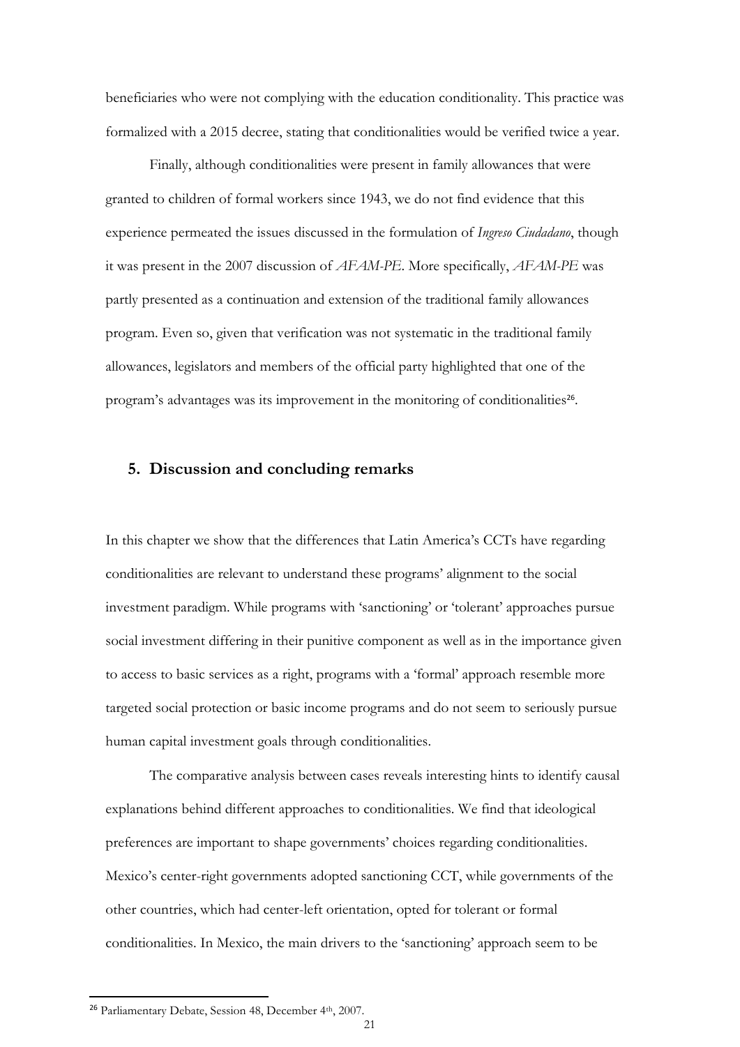beneficiaries who were not complying with the education conditionality. This practice was formalized with a 2015 decree, stating that conditionalities would be verified twice a year.

Finally, although conditionalities were present in family allowances that were granted to children of formal workers since 1943, we do not find evidence that this experience permeated the issues discussed in the formulation of *Ingreso Ciudadano*, though it was present in the 2007 discussion of *AFAM-PE*. More specifically, *AFAM-PE* was partly presented as a continuation and extension of the traditional family allowances program. Even so, given that verification was not systematic in the traditional family allowances, legislators and members of the official party highlighted that one of the program's advantages was its improvement in the monitoring of conditionalities[26].

## 5. Discussion and concluding remarks

In this chapter we show that the differences that Latin America's CCTs have regarding conditionalities are relevant to understand these programs' alignment to the social investment paradigm. While programs with 'sanctioning' or 'tolerant' approaches pursue social investment differing in their punitive component as well as in the importance given to access to basic services as a right, programs with a 'formal' approach resemble more targeted social protection or basic income programs and do not seem to seriously pursue human capital investment goals through conditionalities.

The comparative analysis between cases reveals interesting hints to identify causal explanations behind different approaches to conditionalities. We find that ideological preferences are important to shape governments' choices regarding conditionalities. Mexico's center-right governments adopted sanctioning CCT, while governments of the other countries, which had center-left orientation, opted for tolerant or formal conditionalities. In Mexico, the main drivers to the 'sanctioning' approach seem to be

[26] Parliamentary Debate, Session 48, December 4th, 2007.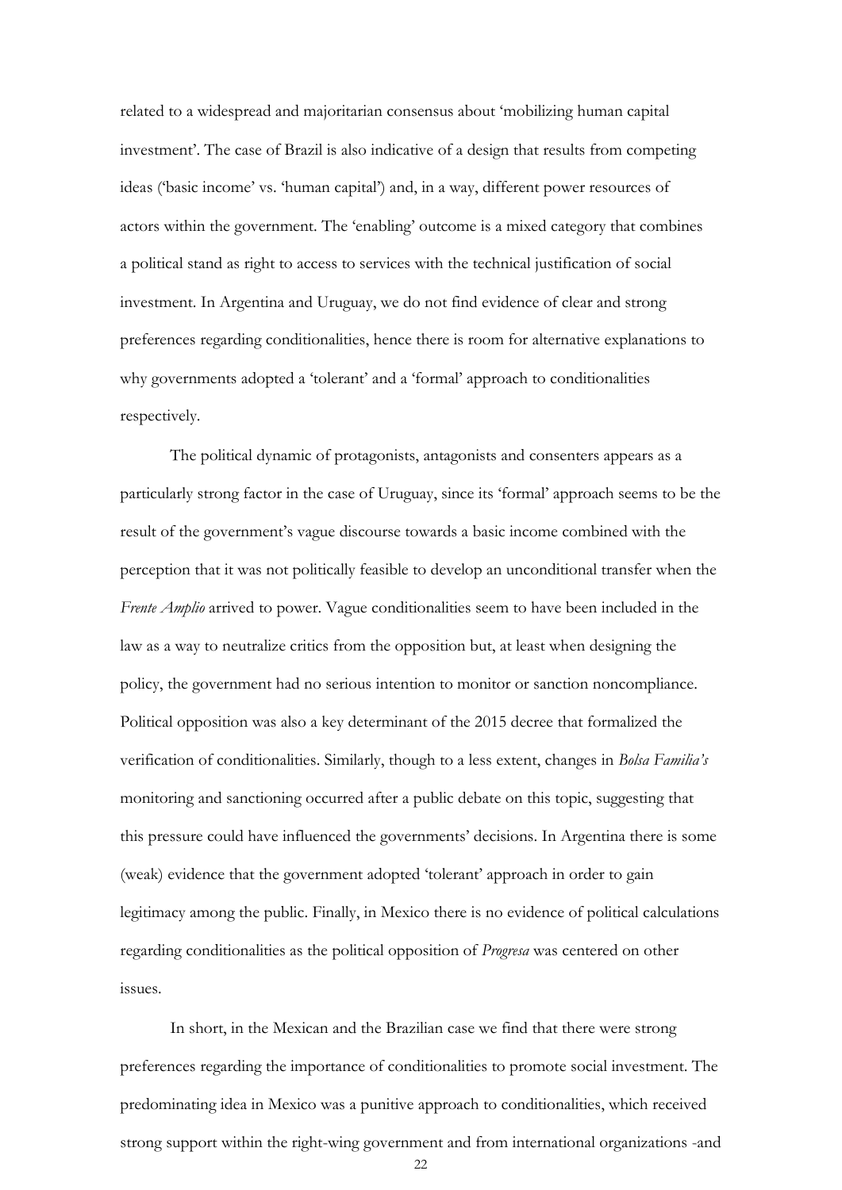related to a widespread and majoritarian consensus about 'mobilizing human capital investment'. The case of Brazil is also indicative of a design that results from competing ideas ('basic income' vs. 'human capital') and, in a way, different power resources of actors within the government. The 'enabling' outcome is a mixed category that combines a political stand as right to access to services with the technical justification of social investment. In Argentina and Uruguay, we do not find evidence of clear and strong preferences regarding conditionalities, hence there is room for alternative explanations to why governments adopted a 'tolerant' and a 'formal' approach to conditionalities respectively.

The political dynamic of protagonists, antagonists and consenters appears as a particularly strong factor in the case of Uruguay, since its 'formal' approach seems to be the result of the government's vague discourse towards a basic income combined with the perception that it was not politically feasible to develop an unconditional transfer when the *Frente Amplio* arrived to power. Vague conditionalities seem to have been included in the law as a way to neutralize critics from the opposition but, at least when designing the policy, the government had no serious intention to monitor or sanction noncompliance. Political opposition was also a key determinant of the 2015 decree that formalized the verification of conditionalities. Similarly, though to a less extent, changes in *Bolsa Familia's* monitoring and sanctioning occurred after a public debate on this topic, suggesting that this pressure could have influenced the governments' decisions. In Argentina there is some (weak) evidence that the government adopted 'tolerant' approach in order to gain legitimacy among the public. Finally, in Mexico there is no evidence of political calculations regarding conditionalities as the political opposition of *Progresa* was centered on other issues.

In short, in the Mexican and the Brazilian case we find that there were strong preferences regarding the importance of conditionalities to promote social investment. The predominating idea in Mexico was a punitive approach to conditionalities, which received strong support within the right-wing government and from international organizations -and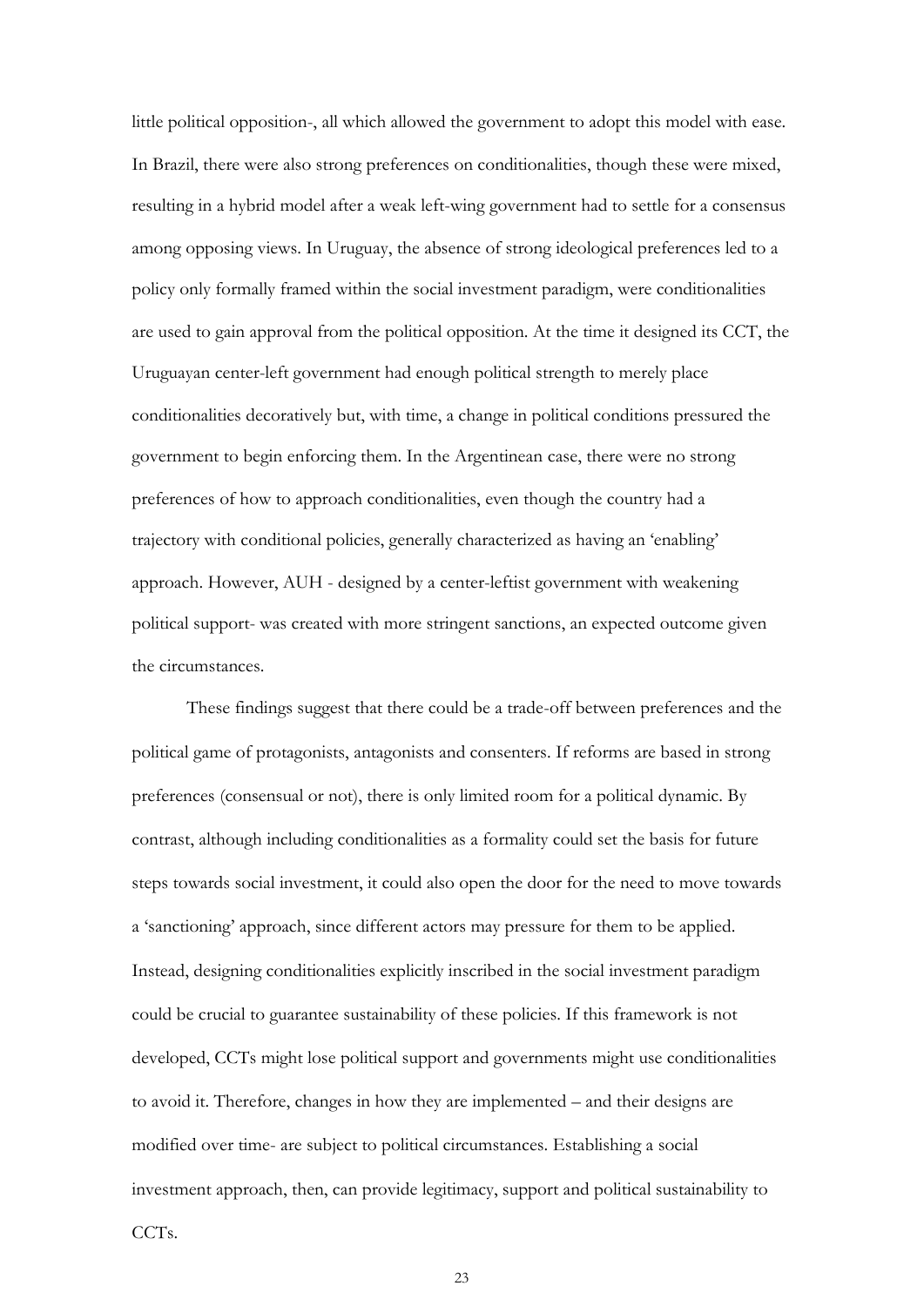little political opposition-, all which allowed the government to adopt this model with ease. In Brazil, there were also strong preferences on conditionalities, though these were mixed, resulting in a hybrid model after a weak left-wing government had to settle for a consensus among opposing views. In Uruguay, the absence of strong ideological preferences led to a policy only formally framed within the social investment paradigm, were conditionalities are used to gain approval from the political opposition. At the time it designed its CCT, the Uruguayan center-left government had enough political strength to merely place conditionalities decoratively but, with time, a change in political conditions pressured the government to begin enforcing them. In the Argentinean case, there were no strong preferences of how to approach conditionalities, even though the country had a trajectory with conditional policies, generally characterized as having an 'enabling' approach. However, AUH - designed by a center-leftist government with weakening political support- was created with more stringent sanctions, an expected outcome given the circumstances.

These findings suggest that there could be a trade-off between preferences and the political game of protagonists, antagonists and consenters. If reforms are based in strong preferences (consensual or not), there is only limited room for a political dynamic. By contrast, although including conditionalities as a formality could set the basis for future steps towards social investment, it could also open the door for the need to move towards a 'sanctioning' approach, since different actors may pressure for them to be applied. Instead, designing conditionalities explicitly inscribed in the social investment paradigm could be crucial to guarantee sustainability of these policies. If this framework is not developed, CCTs might lose political support and governments might use conditionalities to avoid it. Therefore, changes in how they are implemented – and their designs are modified over time- are subject to political circumstances. Establishing a social investment approach, then, can provide legitimacy, support and political sustainability to CCTs.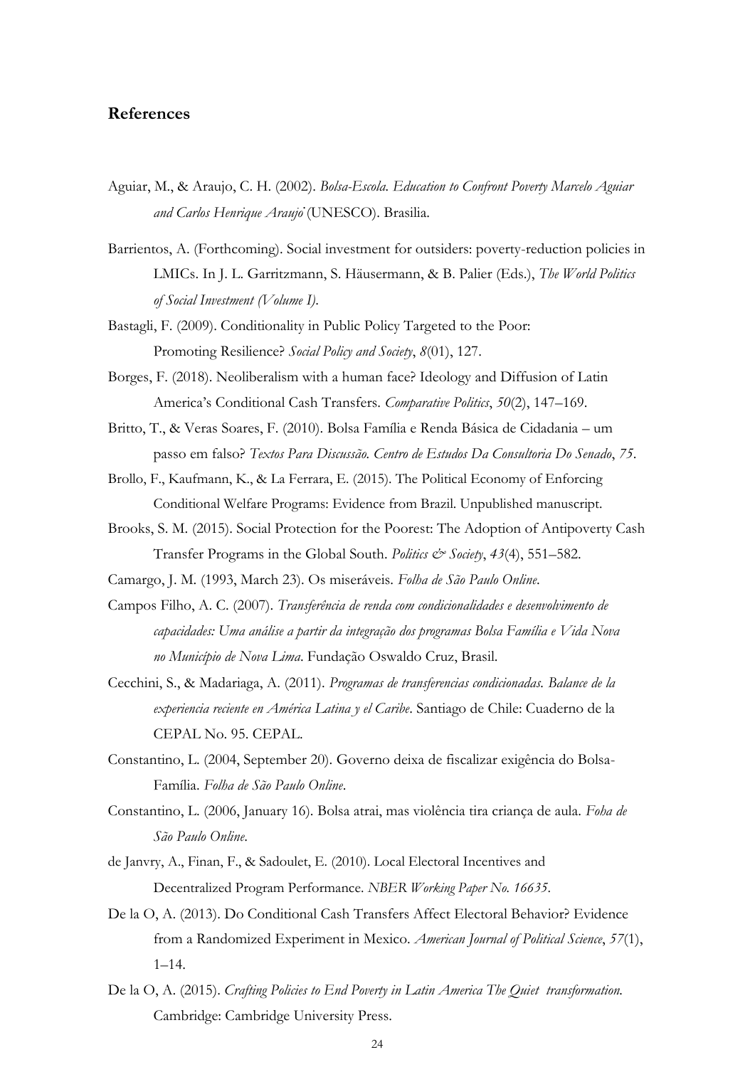## References

Aguiar, M., & Araujo, C. H. (2002). *Bolsa-Escola. Education to Confront Poverty Marcelo Aguiar and Carlos Henrique Araujo* (UNESCO). Brasilia.

Barrientos, A. (Forthcoming). Social investment for outsiders: poverty-reduction policies in LMICs. In J. L. Garritzmann, S. Häusermann, & B. Palier (Eds.), *The World Politics of Social Investment (Volume I).*

Bastagli, F. (2009). Conditionality in Public Policy Targeted to the Poor: Promoting Resilience? *Social Policy and Society*, *8*(01), 127.

Borges, F. (2018). Neoliberalism with a human face? Ideology and Diffusion of Latin America's Conditional Cash Transfers. *Comparative Politics*, *50*(2), 147–169.

Britto, T., & Veras Soares, F. (2010). Bolsa Família e Renda Básica de Cidadania – um passo em falso? *Textos Para Discussão. Centro de Estudos Da Consultoria Do Senado*, *75*.

Brollo, F., Kaufmann, K., & La Ferrara, E. (2015). The Political Economy of Enforcing Conditional Welfare Programs: Evidence from Brazil. Unpublished manuscript.

Brooks, S. M. (2015). Social Protection for the Poorest: The Adoption of Antipoverty Cash Transfer Programs in the Global South. *Politics & Society*, *43*(4), 551–582.

Camargo, J. M. (1993, March 23). Os miseráveis. *Folha de São Paulo Online*.

Campos Filho, A. C. (2007). *Transferência de renda com condicionalidades e desenvolvimento de capacidades: Uma análise a partir da integração dos programas Bolsa Família e Vida Nova no Município de Nova Lima*. Fundação Oswaldo Cruz, Brasil.

Cecchini, S., & Madariaga, A. (2011). *Programas de transferencias condicionadas. Balance de la experiencia reciente en América Latina y el Caribe*. Santiago de Chile: Cuaderno de la CEPAL No. 95. CEPAL.

Constantino, L. (2004, September 20). Governo deixa de fiscalizar exigência do Bolsa-Família. *Folha de São Paulo Online*.

Constantino, L. (2006, January 16). Bolsa atrai, mas violência tira criança de aula. *Foha de São Paulo Online*.

de Janvry, A., Finan, F., & Sadoulet, E. (2010). Local Electoral Incentives and Decentralized Program Performance. *NBER Working Paper No. 16635*.

De la O, A. (2013). Do Conditional Cash Transfers Affect Electoral Behavior? Evidence from a Randomized Experiment in Mexico. *American Journal of Political Science*, *57*(1), 1–14.

De la O, A. (2015). *Crafting Policies to End Poverty in Latin America The Quiet transformation.* Cambridge: Cambridge University Press.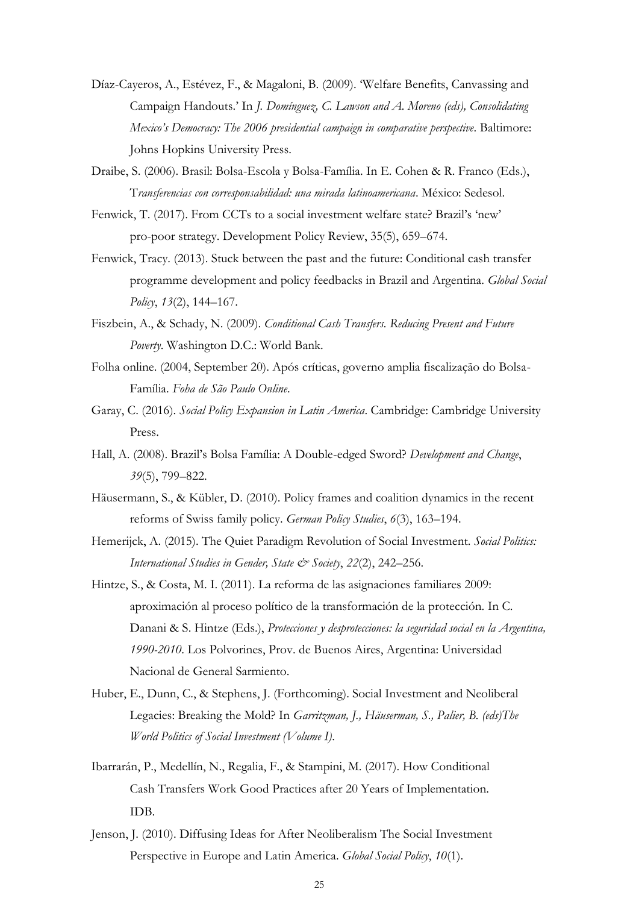Díaz-Cayeros, A., Estévez, F., & Magaloni, B. (2009). 'Welfare Benefits, Canvassing and Campaign Handouts.' In *J. Domínguez, C. Lawson and A. Moreno (eds), Consolidating Mexico's Democracy: The 2006 presidential campaign in comparative perspective*. Baltimore: Johns Hopkins University Press.

Draibe, S. (2006). Brasil: Bolsa-Escola y Bolsa-Família. In E. Cohen & R. Franco (Eds.), T*ransferencias con corresponsabilidad: una mirada latinoamericana*. México: Sedesol.

Fenwick, T. (2017). From CCTs to a social investment welfare state? Brazil's 'new' pro-poor strategy. Development Policy Review, 35(5), 659–674.

Fenwick, Tracy. (2013). Stuck between the past and the future: Conditional cash transfer programme development and policy feedbacks in Brazil and Argentina. *Global Social Policy*, *13*(2), 144–167.

Fiszbein, A., & Schady, N. (2009). *Conditional Cash Transfers. Reducing Present and Future Poverty*. Washington D.C.: World Bank.

Folha online. (2004, September 20). Após críticas, governo amplia fiscalização do Bolsa-Família. *Foha de São Paulo Online*.

Garay, C. (2016). *Social Policy Expansion in Latin America*. Cambridge: Cambridge University Press.

Hall, A. (2008). Brazil's Bolsa Família: A Double-edged Sword? *Development and Change*, *39*(5), 799–822.

Häusermann, S., & Kübler, D. (2010). Policy frames and coalition dynamics in the recent reforms of Swiss family policy. *German Policy Studies*, *6*(3), 163–194.

Hemerijck, A. (2015). The Quiet Paradigm Revolution of Social Investment. *Social Politics: International Studies in Gender, State & Society*, *22*(2), 242–256.

Hintze, S., & Costa, M. I. (2011). La reforma de las asignaciones familiares 2009: aproximación al proceso político de la transformación de la protección. In C. Danani & S. Hintze (Eds.), *Protecciones y desprotecciones: la seguridad social en la Argentina, 1990-2010*. Los Polvorines, Prov. de Buenos Aires, Argentina: Universidad Nacional de General Sarmiento.

Huber, E., Dunn, C., & Stephens, J. (Forthcoming). Social Investment and Neoliberal Legacies: Breaking the Mold? In *Garritzman, J., Häuserman, S., Palier, B. (eds)The World Politics of Social Investment (Volume I)*.

Ibarrarán, P., Medellín, N., Regalia, F., & Stampini, M. (2017). How Conditional Cash Transfers Work Good Practices after 20 Years of Implementation. IDB.

Jenson, J. (2010). Diffusing Ideas for After Neoliberalism The Social Investment Perspective in Europe and Latin America. *Global Social Policy*, *10*(1).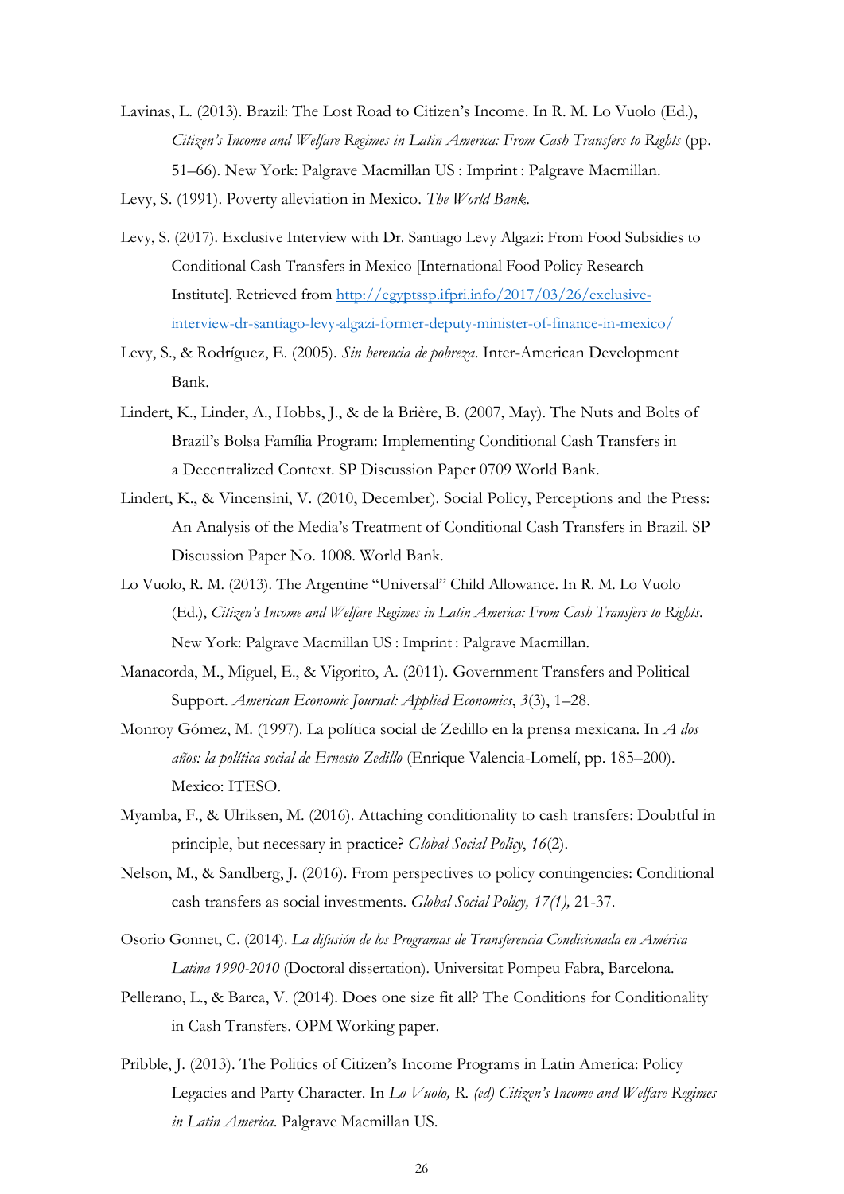Lavinas, L. (2013). Brazil: The Lost Road to Citizen's Income. In R. M. Lo Vuolo (Ed.), *Citizen's Income and Welfare Regimes in Latin America: From Cash Transfers to Rights* (pp. 51–66). New York: Palgrave Macmillan US : Imprint : Palgrave Macmillan.

Levy, S. (1991). Poverty alleviation in Mexico. *The World Bank*.

Levy, S. (2017). Exclusive Interview with Dr. Santiago Levy Algazi: From Food Subsidies to Conditional Cash Transfers in Mexico [International Food Policy Research Institute]. Retrieved from [http://egyptssp.ifpri.info/2017/03/26/exclusive-interview-dr-santiago-levy-algazi-former-deputy-minister-of-finance-in-mexico/](http://egyptssp.ifpri.info/2017/03/26/exclusive-interview-dr-santiago-levy-algazi-former-deputy-minister-of-finance-in-mexico/)

Levy, S., & Rodríguez, E. (2005). *Sin herencia de pobreza*. Inter-American Development Bank.

Lindert, K., Linder, A., Hobbs, J., & de la Brière, B. (2007, May). The Nuts and Bolts of Brazil's Bolsa Família Program: Implementing Conditional Cash Transfers in a Decentralized Context. SP Discussion Paper 0709 World Bank.

Lindert, K., & Vincensini, V. (2010, December). Social Policy, Perceptions and the Press: An Analysis of the Media's Treatment of Conditional Cash Transfers in Brazil. SP Discussion Paper No. 1008. World Bank.

Lo Vuolo, R. M. (2013). The Argentine "Universal" Child Allowance. In R. M. Lo Vuolo (Ed.), *Citizen's Income and Welfare Regimes in Latin America: From Cash Transfers to Rights*. New York: Palgrave Macmillan US : Imprint : Palgrave Macmillan.

Manacorda, M., Miguel, E., & Vigorito, A. (2011). Government Transfers and Political Support. *American Economic Journal: Applied Economics*, *3*(3), 1–28.

Monroy Gómez, M. (1997). La política social de Zedillo en la prensa mexicana. In *A dos años: la política social de Ernesto Zedillo* (Enrique Valencia-Lomelí, pp. 185–200). Mexico: ITESO.

Myamba, F., & Ulriksen, M. (2016). Attaching conditionality to cash transfers: Doubtful in principle, but necessary in practice? *Global Social Policy*, *16*(2).

Nelson, M., & Sandberg, J. (2016). From perspectives to policy contingencies: Conditional cash transfers as social investments. *Global Social Policy, 17(1),* 21-37.

Osorio Gonnet, C. (2014). *La difusión de los Programas de Transferencia Condicionada en América Latina 1990-2010* (Doctoral dissertation). Universitat Pompeu Fabra, Barcelona.

Pellerano, L., & Barca, V. (2014). Does one size fit all? The Conditions for Conditionality in Cash Transfers. OPM Working paper.

Pribble, J. (2013). The Politics of Citizen's Income Programs in Latin America: Policy Legacies and Party Character. In *Lo Vuolo, R. (ed) Citizen's Income and Welfare Regimes in Latin America*. Palgrave Macmillan US.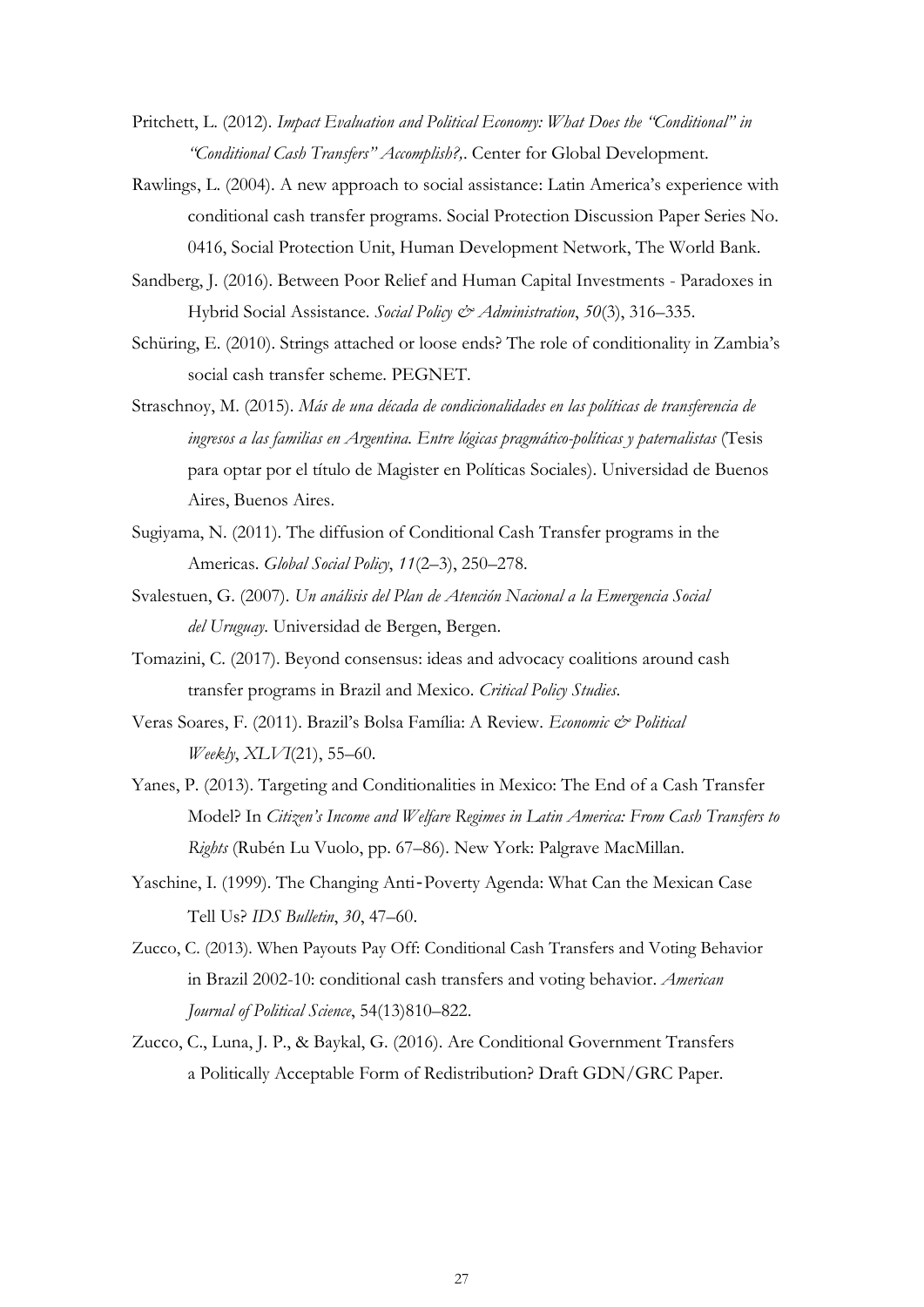Pritchett, L. (2012). *Impact Evaluation and Political Economy: What Does the "Conditional" in "Conditional Cash Transfers" Accomplish?,*. Center for Global Development.

Rawlings, L. (2004). A new approach to social assistance: Latin America's experience with conditional cash transfer programs. Social Protection Discussion Paper Series No. 0416, Social Protection Unit, Human Development Network, The World Bank.

Sandberg, J. (2016). Between Poor Relief and Human Capital Investments - Paradoxes in Hybrid Social Assistance. *Social Policy & Administration*, *50*(3), 316–335.

Schüring, E. (2010). Strings attached or loose ends? The role of conditionality in Zambia's social cash transfer scheme. PEGNET.

Straschnoy, M. (2015). *Más de una década de condicionalidades en las políticas de transferencia de ingresos a las familias en Argentina. Entre lógicas pragmático-políticas y paternalistas* (Tesis para optar por el título de Magister en Políticas Sociales). Universidad de Buenos Aires, Buenos Aires.

Sugiyama, N. (2011). The diffusion of Conditional Cash Transfer programs in the Americas. *Global Social Policy*, *11*(2–3), 250–278.

Svalestuen, G. (2007). *Un análisis del Plan de Atención Nacional a la Emergencia Social del Uruguay*. Universidad de Bergen, Bergen.

Tomazini, C. (2017). Beyond consensus: ideas and advocacy coalitions around cash transfer programs in Brazil and Mexico. *Critical Policy Studies*.

Veras Soares, F. (2011). Brazil's Bolsa Família: A Review. *Economic & Political Weekly*, *XLVI*(21), 55–60.

Yanes, P. (2013). Targeting and Conditionalities in Mexico: The End of a Cash Transfer Model? In *Citizen's Income and Welfare Regimes in Latin America: From Cash Transfers to Rights* (Rubén Lu Vuolo, pp. 67–86). New York: Palgrave MacMillan.

Yaschine, I. (1999). The Changing Anti‐Poverty Agenda: What Can the Mexican Case Tell Us? *IDS Bulletin*, *30*, 47–60.

Zucco, C. (2013). When Payouts Pay Off: Conditional Cash Transfers and Voting Behavior in Brazil 2002-10: conditional cash transfers and voting behavior. *American Journal of Political Science*, 54(13)810–822.

Zucco, C., Luna, J. P., & Baykal, G. (2016). Are Conditional Government Transfers a Politically Acceptable Form of Redistribution? Draft GDN/GRC Paper.